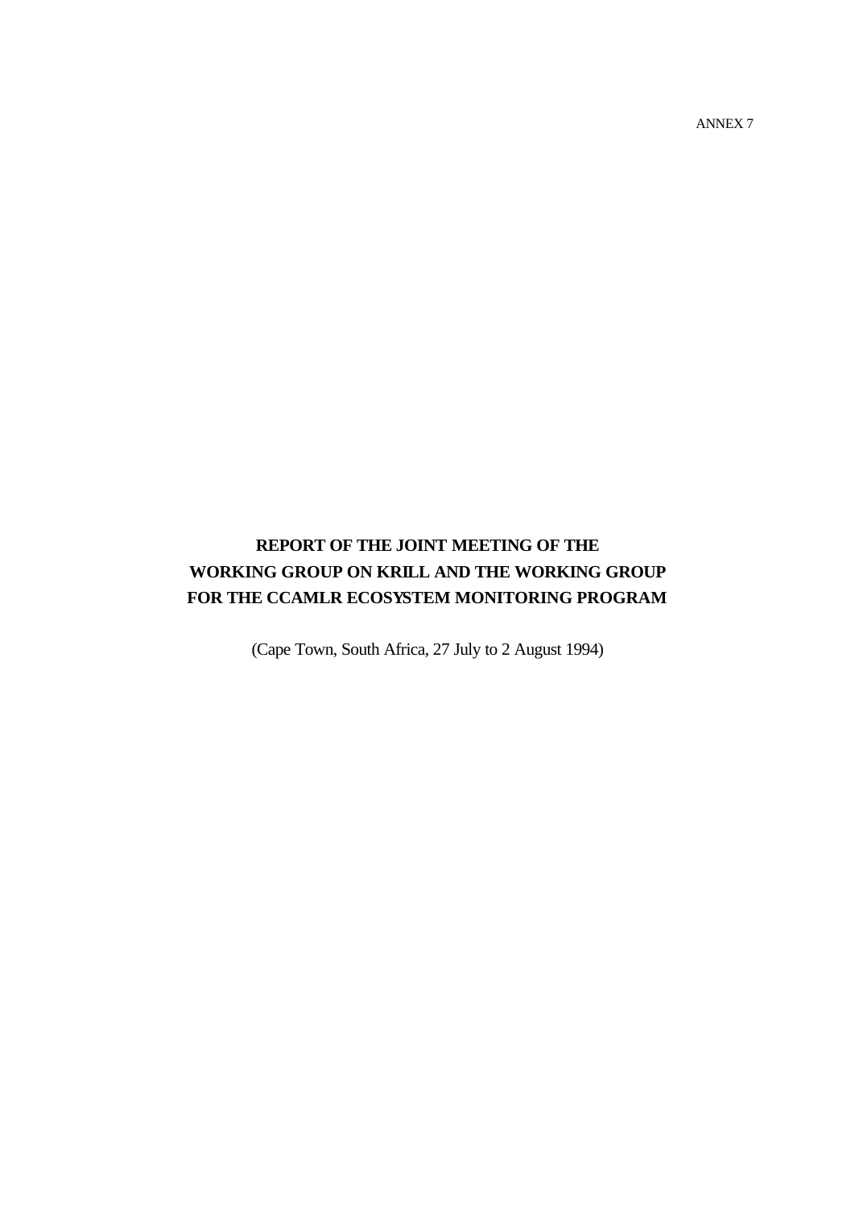ANNEX 7

# REPORT OF THE JOINT MEETING OF THE WORKING GROUP ON KRILL AND THE WORKING GROUP FOR THE CCAMLR ECOSYSTEM MONITORING PROGRAM

(Cape Town, South Africa, 27 July to 2 August 1994)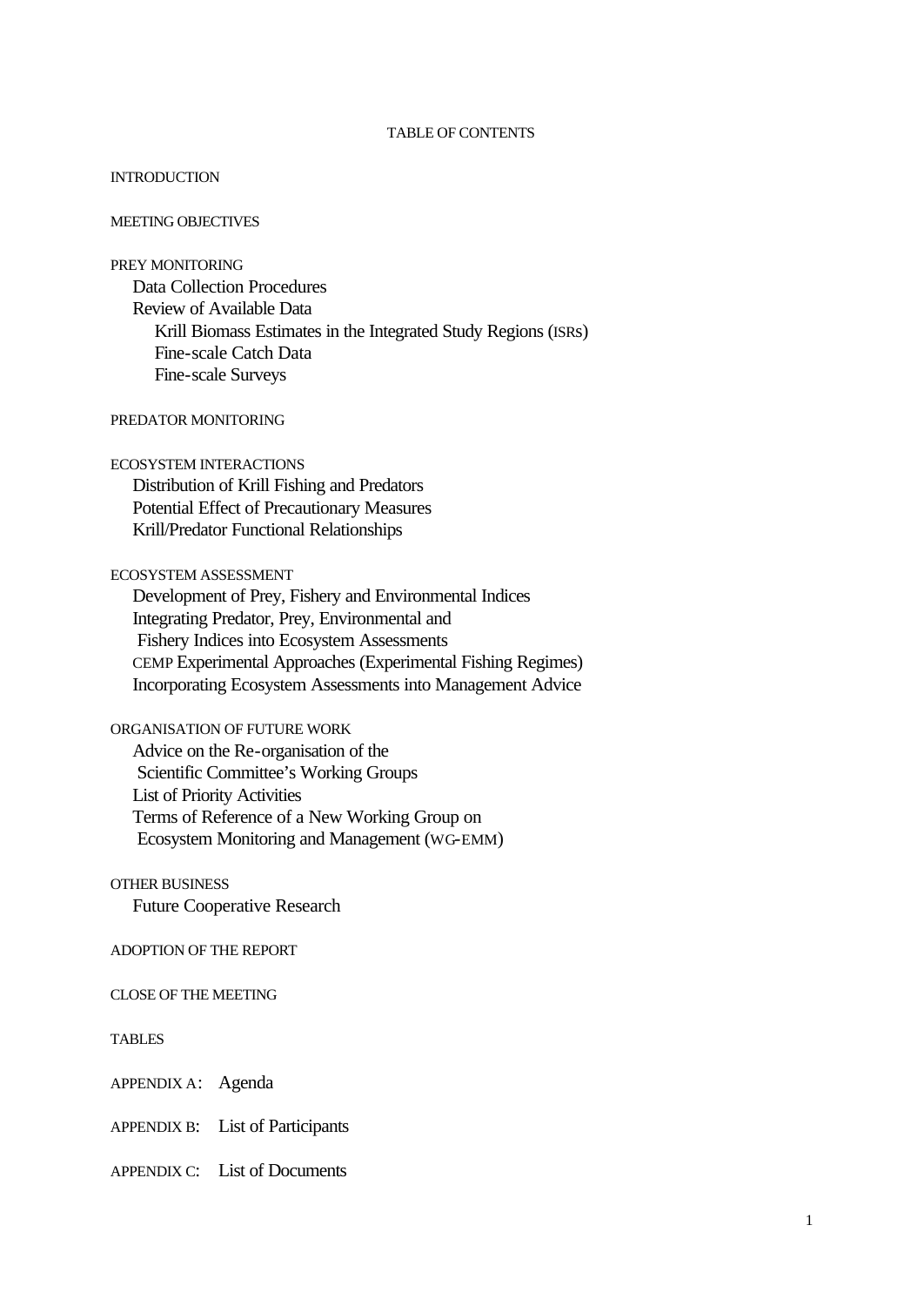TABLE OF CONTENTS

INTRODUCTION

MEETING OBJECTIVES

PREY MONITORING
- Data Collection Procedures
- Review of Available Data
  - Krill Biomass Estimates in the Integrated Study Regions (ISRs)
  - Fine-scale Catch Data
  - Fine-scale Surveys

PREDATOR MONITORING

ECOSYSTEM INTERACTIONS
- Distribution of Krill Fishing and Predators
- Potential Effect of Precautionary Measures
- Krill/Predator Functional Relationships

ECOSYSTEM ASSESSMENT
- Development of Prey, Fishery and Environmental Indices
- Integrating Predator, Prey, Environmental and Fishery Indices into Ecosystem Assessments
- CEMP Experimental Approaches (Experimental Fishing Regimes)
- Incorporating Ecosystem Assessments into Management Advice

ORGANISATION OF FUTURE WORK
- Advice on the Re-organisation of the Scientific Committee's Working Groups
- List of Priority Activities
- Terms of Reference of a New Working Group on Ecosystem Monitoring and Management (WG-EMM)

OTHER BUSINESS
- Future Cooperative Research

ADOPTION OF THE REPORT

CLOSE OF THE MEETING

TABLES

APPENDIX A: Agenda

APPENDIX B: List of Participants

APPENDIX C: List of Documents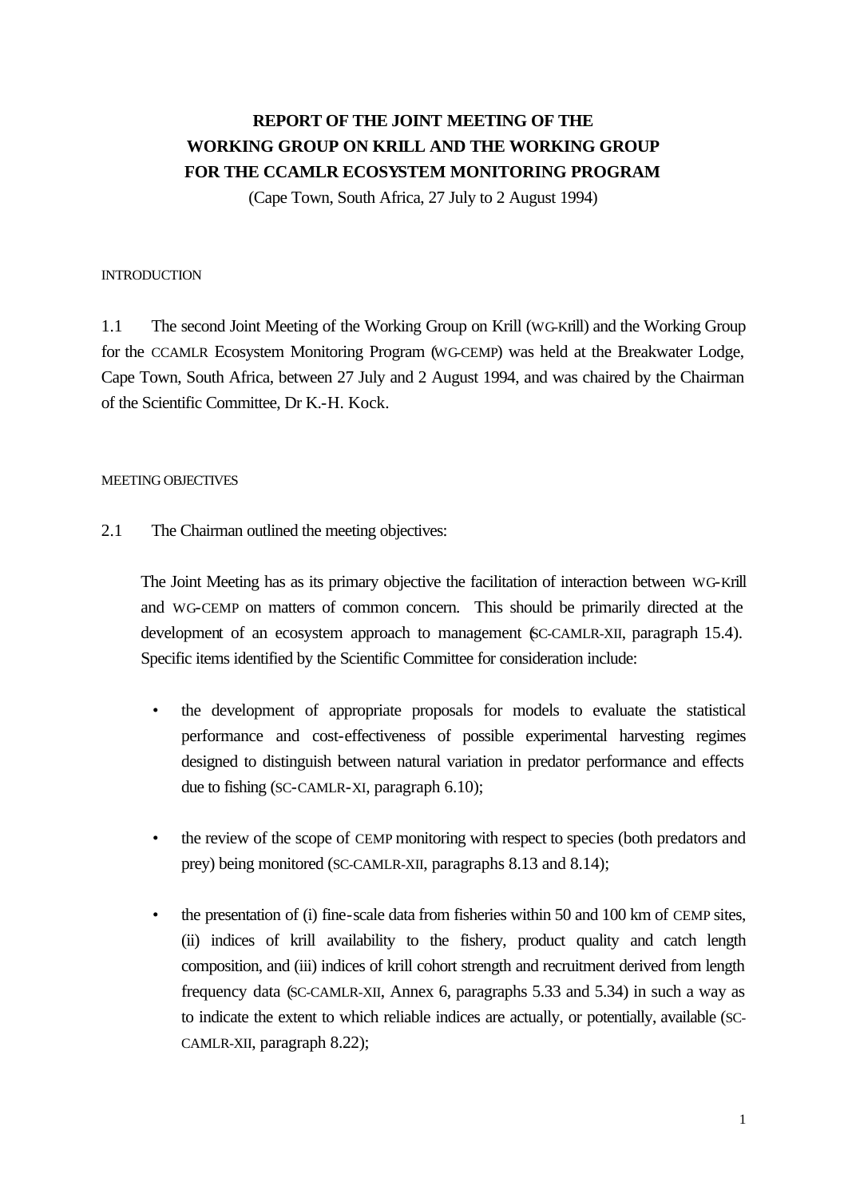# REPORT OF THE JOINT MEETING OF THE WORKING GROUP ON KRILL AND THE WORKING GROUP FOR THE CCAMLR ECOSYSTEM MONITORING PROGRAM

(Cape Town, South Africa, 27 July to 2 August 1994)

## INTRODUCTION

1.1 The second Joint Meeting of the Working Group on Krill (WG-Krill) and the Working Group for the CCAMLR Ecosystem Monitoring Program (WG-CEMP) was held at the Breakwater Lodge, Cape Town, South Africa, between 27 July and 2 August 1994, and was chaired by the Chairman of the Scientific Committee, Dr K.-H. Kock.

## MEETING OBJECTIVES

2.1 The Chairman outlined the meeting objectives:

> The Joint Meeting has as its primary objective the facilitation of interaction between WG-Krill and WG-CEMP on matters of common concern. This should be primarily directed at the development of an ecosystem approach to management (SC-CAMLR-XII, paragraph 15.4). Specific items identified by the Scientific Committee for consideration include:
>
> - the development of appropriate proposals for models to evaluate the statistical performance and cost-effectiveness of possible experimental harvesting regimes designed to distinguish between natural variation in predator performance and effects due to fishing (SC-CAMLR-XI, paragraph 6.10);
>
> - the review of the scope of CEMP monitoring with respect to species (both predators and prey) being monitored (SC-CAMLR-XII, paragraphs 8.13 and 8.14);
>
> - the presentation of (i) fine-scale data from fisheries within 50 and 100 km of CEMP sites, (ii) indices of krill availability to the fishery, product quality and catch length composition, and (iii) indices of krill cohort strength and recruitment derived from length frequency data (SC-CAMLR-XII, Annex 6, paragraphs 5.33 and 5.34) in such a way as to indicate the extent to which reliable indices are actually, or potentially, available (SC-CAMLR-XII, paragraph 8.22);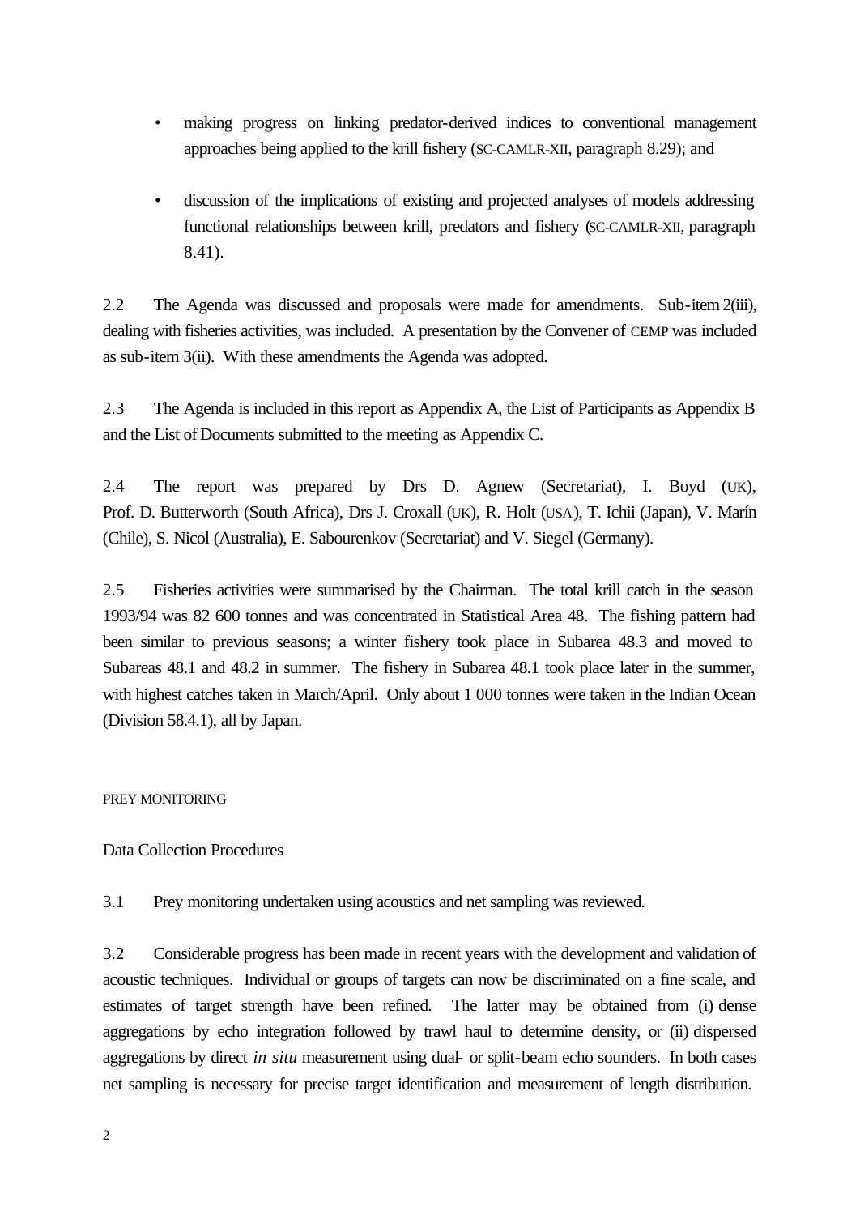- making progress on linking predator-derived indices to conventional management approaches being applied to the krill fishery (SC-CAMLR-XII, paragraph 8.29); and

- discussion of the implications of existing and projected analyses of models addressing functional relationships between krill, predators and fishery (SC-CAMLR-XII, paragraph 8.41).

2.2 The Agenda was discussed and proposals were made for amendments. Sub-item 2(iii), dealing with fisheries activities, was included. A presentation by the Convener of CEMP was included as sub-item 3(ii). With these amendments the Agenda was adopted.

2.3 The Agenda is included in this report as Appendix A, the List of Participants as Appendix B and the List of Documents submitted to the meeting as Appendix C.

2.4 The report was prepared by Drs D. Agnew (Secretariat), I. Boyd (UK), Prof. D. Butterworth (South Africa), Drs J. Croxall (UK), R. Holt (USA), T. Ichii (Japan), V. Marín (Chile), S. Nicol (Australia), E. Sabourenkov (Secretariat) and V. Siegel (Germany).

2.5 Fisheries activities were summarised by the Chairman. The total krill catch in the season 1993/94 was 82 600 tonnes and was concentrated in Statistical Area 48. The fishing pattern had been similar to previous seasons; a winter fishery took place in Subarea 48.3 and moved to Subareas 48.1 and 48.2 in summer. The fishery in Subarea 48.1 took place later in the summer, with highest catches taken in March/April. Only about 1 000 tonnes were taken in the Indian Ocean (Division 58.4.1), all by Japan.

## PREY MONITORING

### Data Collection Procedures

3.1 Prey monitoring undertaken using acoustics and net sampling was reviewed.

3.2 Considerable progress has been made in recent years with the development and validation of acoustic techniques. Individual or groups of targets can now be discriminated on a fine scale, and estimates of target strength have been refined. The latter may be obtained from (i) dense aggregations by echo integration followed by trawl haul to determine density, or (ii) dispersed aggregations by direct *in situ* measurement using dual- or split-beam echo sounders. In both cases net sampling is necessary for precise target identification and measurement of length distribution.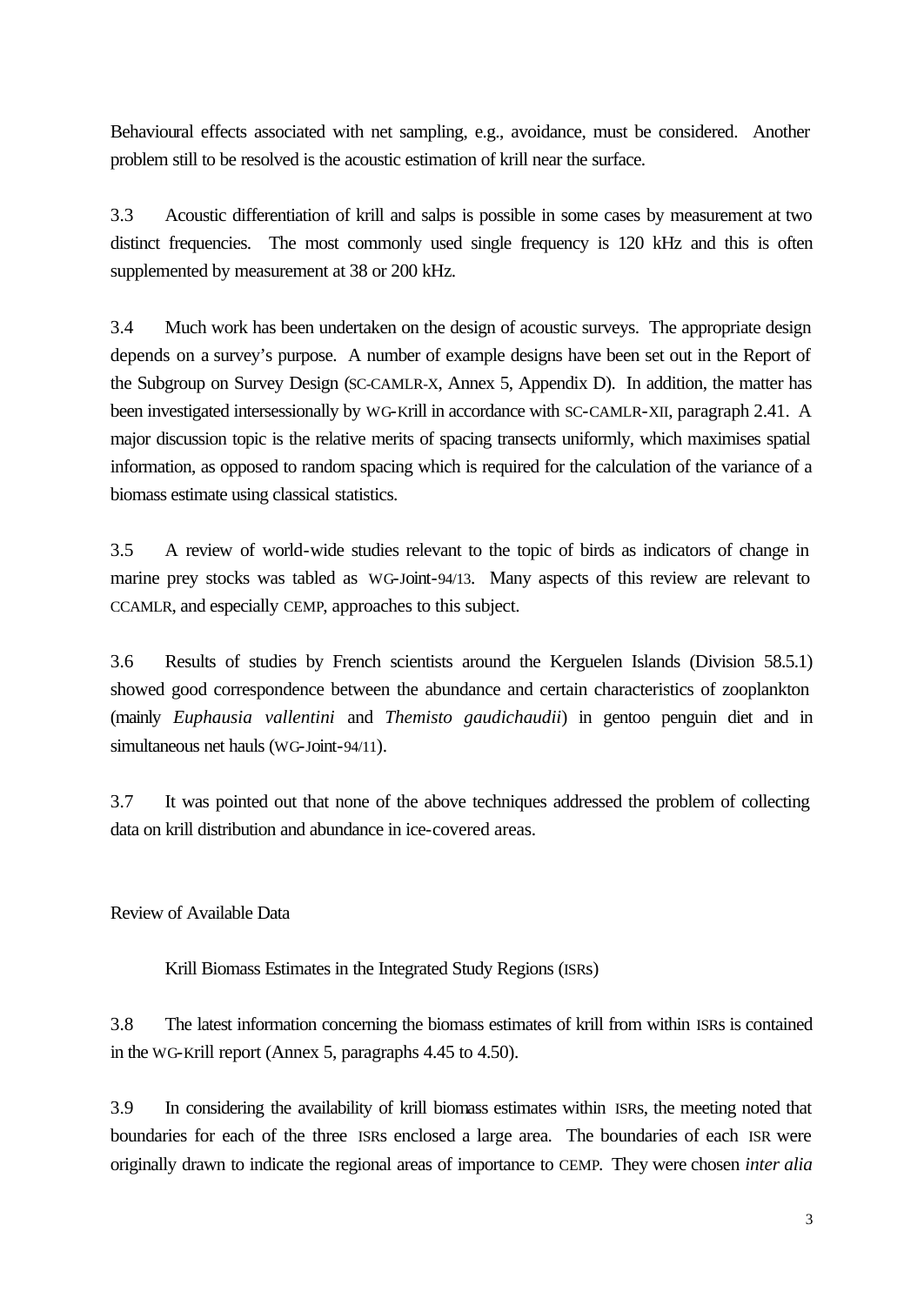Behavioural effects associated with net sampling, e.g., avoidance, must be considered. Another problem still to be resolved is the acoustic estimation of krill near the surface.

3.3 Acoustic differentiation of krill and salps is possible in some cases by measurement at two distinct frequencies. The most commonly used single frequency is 120 kHz and this is often supplemented by measurement at 38 or 200 kHz.

3.4 Much work has been undertaken on the design of acoustic surveys. The appropriate design depends on a survey's purpose. A number of example designs have been set out in the Report of the Subgroup on Survey Design (SC-CAMLR-X, Annex 5, Appendix D). In addition, the matter has been investigated intersessionally by WG-Krill in accordance with SC-CAMLR-XII, paragraph 2.41. A major discussion topic is the relative merits of spacing transects uniformly, which maximises spatial information, as opposed to random spacing which is required for the calculation of the variance of a biomass estimate using classical statistics.

3.5 A review of world-wide studies relevant to the topic of birds as indicators of change in marine prey stocks was tabled as WG-Joint-94/13. Many aspects of this review are relevant to CCAMLR, and especially CEMP, approaches to this subject.

3.6 Results of studies by French scientists around the Kerguelen Islands (Division 58.5.1) showed good correspondence between the abundance and certain characteristics of zooplankton (mainly *Euphausia vallentini* and *Themisto gaudichaudii*) in gentoo penguin diet and in simultaneous net hauls (WG-Joint-94/11).

3.7 It was pointed out that none of the above techniques addressed the problem of collecting data on krill distribution and abundance in ice-covered areas.

## Review of Available Data

### Krill Biomass Estimates in the Integrated Study Regions (ISRs)

3.8 The latest information concerning the biomass estimates of krill from within ISRs is contained in the WG-Krill report (Annex 5, paragraphs 4.45 to 4.50).

3.9 In considering the availability of krill biomass estimates within ISRs, the meeting noted that boundaries for each of the three ISRs enclosed a large area. The boundaries of each ISR were originally drawn to indicate the regional areas of importance to CEMP. They were chosen *inter alia*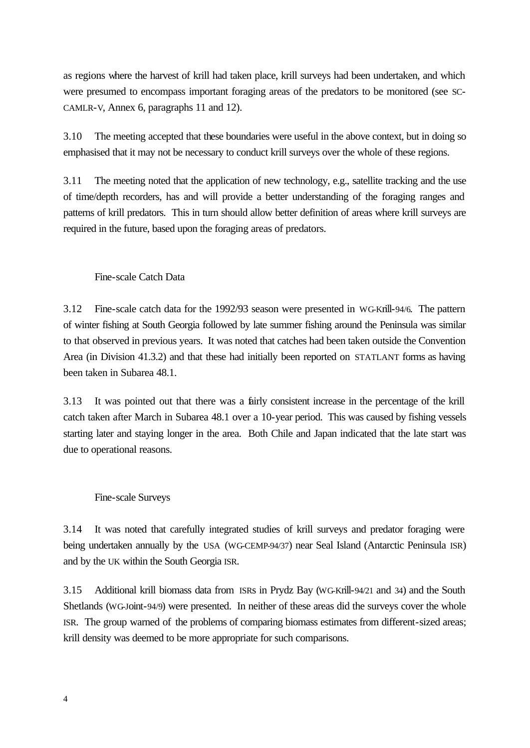as regions where the harvest of krill had taken place, krill surveys had been undertaken, and which were presumed to encompass important foraging areas of the predators to be monitored (see SC-CAMLR-V, Annex 6, paragraphs 11 and 12).

3.10 The meeting accepted that these boundaries were useful in the above context, but in doing so emphasised that it may not be necessary to conduct krill surveys over the whole of these regions.

3.11 The meeting noted that the application of new technology, e.g., satellite tracking and the use of time/depth recorders, has and will provide a better understanding of the foraging ranges and patterns of krill predators. This in turn should allow better definition of areas where krill surveys are required in the future, based upon the foraging areas of predators.

### Fine-scale Catch Data

3.12 Fine-scale catch data for the 1992/93 season were presented in WG-Krill-94/6. The pattern of winter fishing at South Georgia followed by late summer fishing around the Peninsula was similar to that observed in previous years. It was noted that catches had been taken outside the Convention Area (in Division 41.3.2) and that these had initially been reported on STATLANT forms as having been taken in Subarea 48.1.

3.13 It was pointed out that there was a fairly consistent increase in the percentage of the krill catch taken after March in Subarea 48.1 over a 10-year period. This was caused by fishing vessels starting later and staying longer in the area. Both Chile and Japan indicated that the late start was due to operational reasons.

### Fine-scale Surveys

3.14 It was noted that carefully integrated studies of krill surveys and predator foraging were being undertaken annually by the USA (WG-CEMP-94/37) near Seal Island (Antarctic Peninsula ISR) and by the UK within the South Georgia ISR.

3.15 Additional krill biomass data from ISRs in Prydz Bay (WG-Krill-94/21 and 34) and the South Shetlands (WG-Joint-94/9) were presented. In neither of these areas did the surveys cover the whole ISR. The group warned of the problems of comparing biomass estimates from different-sized areas; krill density was deemed to be more appropriate for such comparisons.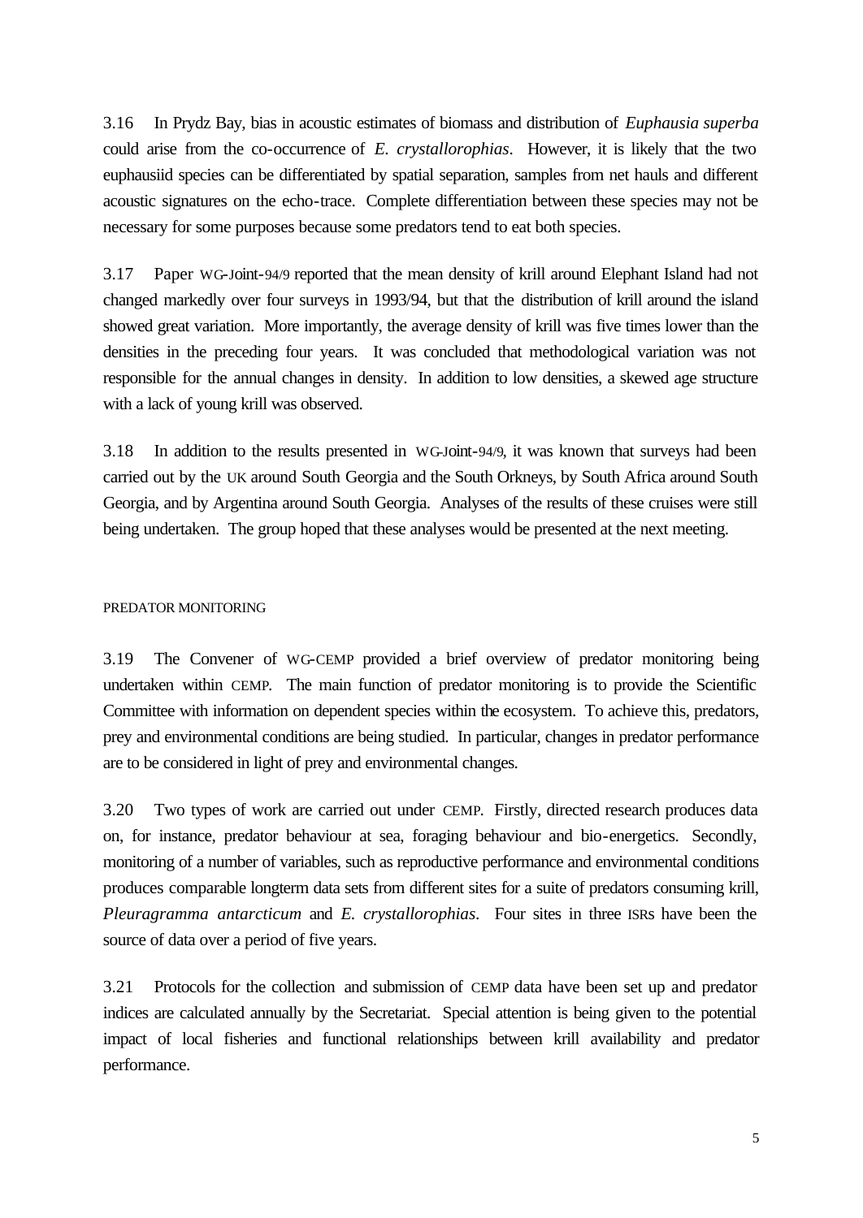3.16 In Prydz Bay, bias in acoustic estimates of biomass and distribution of *Euphausia superba* could arise from the co-occurrence of *E. crystallorophias*. However, it is likely that the two euphausiid species can be differentiated by spatial separation, samples from net hauls and different acoustic signatures on the echo-trace. Complete differentiation between these species may not be necessary for some purposes because some predators tend to eat both species.

3.17 Paper WG-Joint-94/9 reported that the mean density of krill around Elephant Island had not changed markedly over four surveys in 1993/94, but that the distribution of krill around the island showed great variation. More importantly, the average density of krill was five times lower than the densities in the preceding four years. It was concluded that methodological variation was not responsible for the annual changes in density. In addition to low densities, a skewed age structure with a lack of young krill was observed.

3.18 In addition to the results presented in WG-Joint-94/9, it was known that surveys had been carried out by the UK around South Georgia and the South Orkneys, by South Africa around South Georgia, and by Argentina around South Georgia. Analyses of the results of these cruises were still being undertaken. The group hoped that these analyses would be presented at the next meeting.

## PREDATOR MONITORING

3.19 The Convener of WG-CEMP provided a brief overview of predator monitoring being undertaken within CEMP. The main function of predator monitoring is to provide the Scientific Committee with information on dependent species within the ecosystem. To achieve this, predators, prey and environmental conditions are being studied. In particular, changes in predator performance are to be considered in light of prey and environmental changes.

3.20 Two types of work are carried out under CEMP. Firstly, directed research produces data on, for instance, predator behaviour at sea, foraging behaviour and bio-energetics. Secondly, monitoring of a number of variables, such as reproductive performance and environmental conditions produces comparable longterm data sets from different sites for a suite of predators consuming krill, *Pleuragramma antarcticum* and *E. crystallorophias*. Four sites in three ISRs have been the source of data over a period of five years.

3.21 Protocols for the collection and submission of CEMP data have been set up and predator indices are calculated annually by the Secretariat. Special attention is being given to the potential impact of local fisheries and functional relationships between krill availability and predator performance.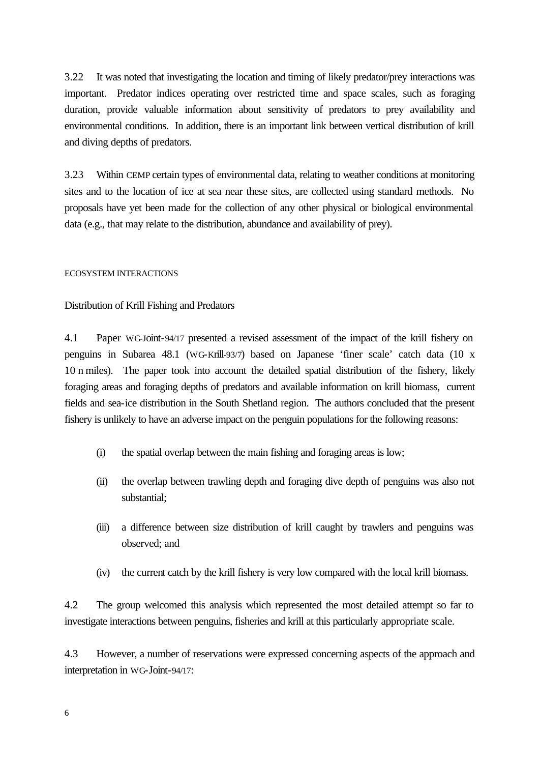3.22 It was noted that investigating the location and timing of likely predator/prey interactions was important. Predator indices operating over restricted time and space scales, such as foraging duration, provide valuable information about sensitivity of predators to prey availability and environmental conditions. In addition, there is an important link between vertical distribution of krill and diving depths of predators.

3.23 Within CEMP certain types of environmental data, relating to weather conditions at monitoring sites and to the location of ice at sea near these sites, are collected using standard methods. No proposals have yet been made for the collection of any other physical or biological environmental data (e.g., that may relate to the distribution, abundance and availability of prey).

## ECOSYSTEM INTERACTIONS

### Distribution of Krill Fishing and Predators

4.1 Paper WG-Joint-94/17 presented a revised assessment of the impact of the krill fishery on penguins in Subarea 48.1 (WG-Krill-93/7) based on Japanese 'finer scale' catch data (10 x 10 n miles). The paper took into account the detailed spatial distribution of the fishery, likely foraging areas and foraging depths of predators and available information on krill biomass, current fields and sea-ice distribution in the South Shetland region. The authors concluded that the present fishery is unlikely to have an adverse impact on the penguin populations for the following reasons:

(i) the spatial overlap between the main fishing and foraging areas is low;

(ii) the overlap between trawling depth and foraging dive depth of penguins was also not substantial;

(iii) a difference between size distribution of krill caught by trawlers and penguins was observed; and

(iv) the current catch by the krill fishery is very low compared with the local krill biomass.

4.2 The group welcomed this analysis which represented the most detailed attempt so far to investigate interactions between penguins, fisheries and krill at this particularly appropriate scale.

4.3 However, a number of reservations were expressed concerning aspects of the approach and interpretation in WG-Joint-94/17: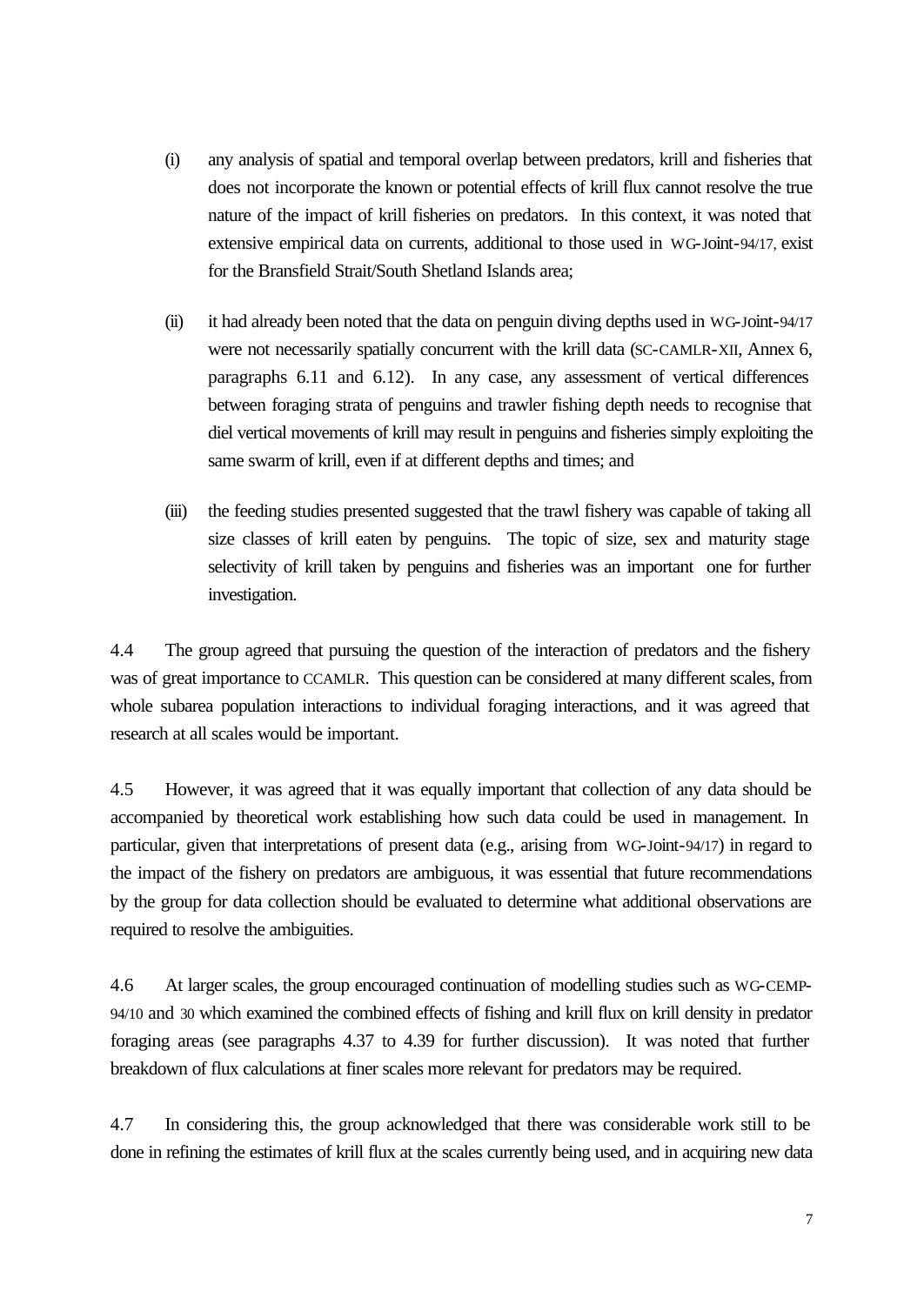(i) any analysis of spatial and temporal overlap between predators, krill and fisheries that does not incorporate the known or potential effects of krill flux cannot resolve the true nature of the impact of krill fisheries on predators. In this context, it was noted that extensive empirical data on currents, additional to those used in WG-Joint-94/17, exist for the Bransfield Strait/South Shetland Islands area;

(ii) it had already been noted that the data on penguin diving depths used in WG-Joint-94/17 were not necessarily spatially concurrent with the krill data (SC-CAMLR-XII, Annex 6, paragraphs 6.11 and 6.12). In any case, any assessment of vertical differences between foraging strata of penguins and trawler fishing depth needs to recognise that diel vertical movements of krill may result in penguins and fisheries simply exploiting the same swarm of krill, even if at different depths and times; and

(iii) the feeding studies presented suggested that the trawl fishery was capable of taking all size classes of krill eaten by penguins. The topic of size, sex and maturity stage selectivity of krill taken by penguins and fisheries was an important one for further investigation.

4.4 The group agreed that pursuing the question of the interaction of predators and the fishery was of great importance to CCAMLR. This question can be considered at many different scales, from whole subarea population interactions to individual foraging interactions, and it was agreed that research at all scales would be important.

4.5 However, it was agreed that it was equally important that collection of any data should be accompanied by theoretical work establishing how such data could be used in management. In particular, given that interpretations of present data (e.g., arising from WG-Joint-94/17) in regard to the impact of the fishery on predators are ambiguous, it was essential that future recommendations by the group for data collection should be evaluated to determine what additional observations are required to resolve the ambiguities.

4.6 At larger scales, the group encouraged continuation of modelling studies such as WG-CEMP-94/10 and 30 which examined the combined effects of fishing and krill flux on krill density in predator foraging areas (see paragraphs 4.37 to 4.39 for further discussion). It was noted that further breakdown of flux calculations at finer scales more relevant for predators may be required.

4.7 In considering this, the group acknowledged that there was considerable work still to be done in refining the estimates of krill flux at the scales currently being used, and in acquiring new data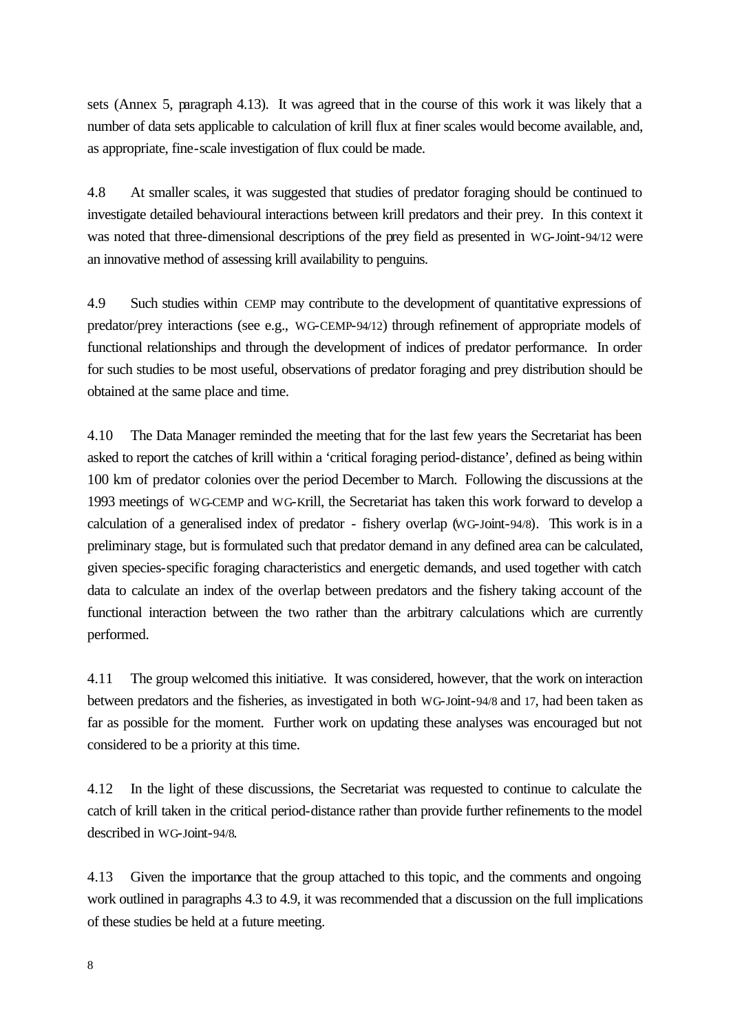sets (Annex 5, paragraph 4.13). It was agreed that in the course of this work it was likely that a number of data sets applicable to calculation of krill flux at finer scales would become available, and, as appropriate, fine-scale investigation of flux could be made.

4.8 At smaller scales, it was suggested that studies of predator foraging should be continued to investigate detailed behavioural interactions between krill predators and their prey. In this context it was noted that three-dimensional descriptions of the prey field as presented in WG-Joint-94/12 were an innovative method of assessing krill availability to penguins.

4.9 Such studies within CEMP may contribute to the development of quantitative expressions of predator/prey interactions (see e.g., WG-CEMP-94/12) through refinement of appropriate models of functional relationships and through the development of indices of predator performance. In order for such studies to be most useful, observations of predator foraging and prey distribution should be obtained at the same place and time.

4.10 The Data Manager reminded the meeting that for the last few years the Secretariat has been asked to report the catches of krill within a 'critical foraging period-distance', defined as being within 100 km of predator colonies over the period December to March. Following the discussions at the 1993 meetings of WG-CEMP and WG-Krill, the Secretariat has taken this work forward to develop a calculation of a generalised index of predator - fishery overlap (WG-Joint-94/8). This work is in a preliminary stage, but is formulated such that predator demand in any defined area can be calculated, given species-specific foraging characteristics and energetic demands, and used together with catch data to calculate an index of the overlap between predators and the fishery taking account of the functional interaction between the two rather than the arbitrary calculations which are currently performed.

4.11 The group welcomed this initiative. It was considered, however, that the work on interaction between predators and the fisheries, as investigated in both WG-Joint-94/8 and 17, had been taken as far as possible for the moment. Further work on updating these analyses was encouraged but not considered to be a priority at this time.

4.12 In the light of these discussions, the Secretariat was requested to continue to calculate the catch of krill taken in the critical period-distance rather than provide further refinements to the model described in WG-Joint-94/8.

4.13 Given the importance that the group attached to this topic, and the comments and ongoing work outlined in paragraphs 4.3 to 4.9, it was recommended that a discussion on the full implications of these studies be held at a future meeting.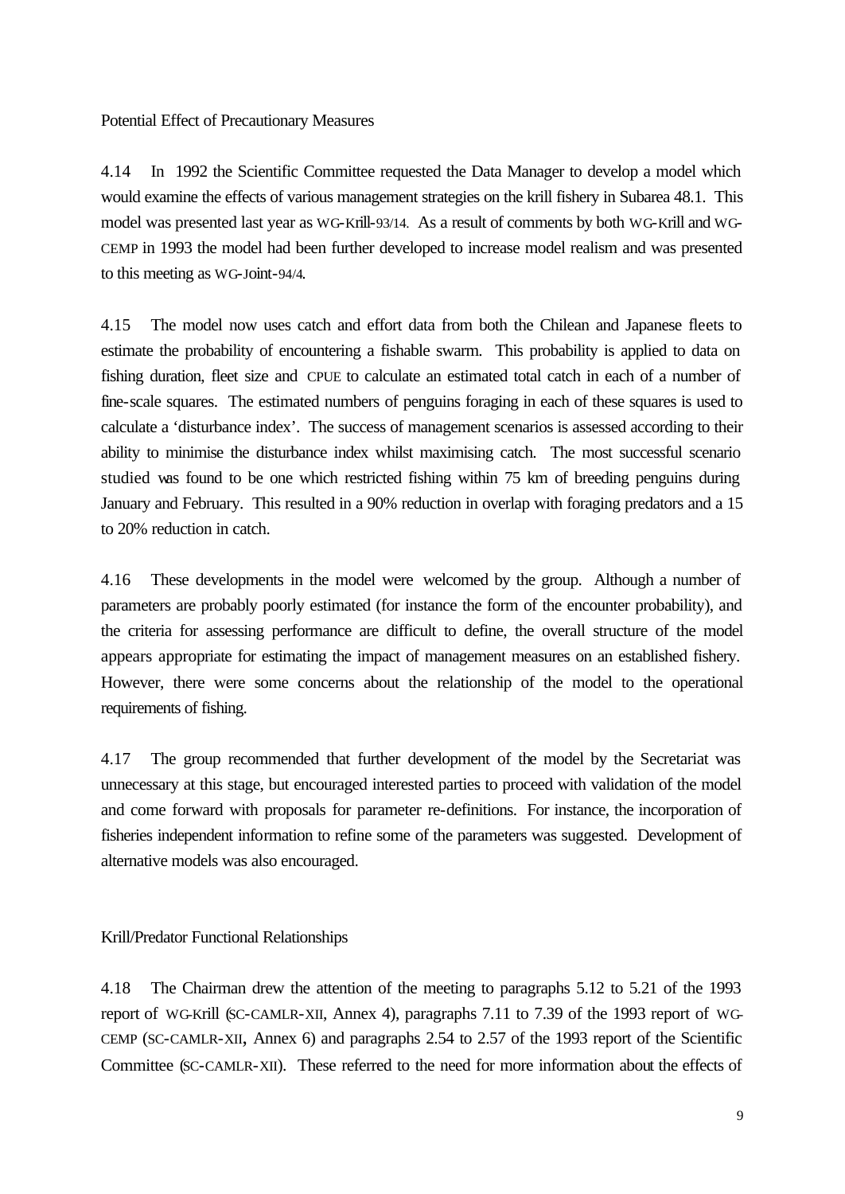Potential Effect of Precautionary Measures

4.14 In 1992 the Scientific Committee requested the Data Manager to develop a model which would examine the effects of various management strategies on the krill fishery in Subarea 48.1. This model was presented last year as WG-Krill-93/14. As a result of comments by both WG-Krill and WG-CEMP in 1993 the model had been further developed to increase model realism and was presented to this meeting as WG-Joint-94/4.

4.15 The model now uses catch and effort data from both the Chilean and Japanese fleets to estimate the probability of encountering a fishable swarm. This probability is applied to data on fishing duration, fleet size and CPUE to calculate an estimated total catch in each of a number of fine-scale squares. The estimated numbers of penguins foraging in each of these squares is used to calculate a 'disturbance index'. The success of management scenarios is assessed according to their ability to minimise the disturbance index whilst maximising catch. The most successful scenario studied was found to be one which restricted fishing within 75 km of breeding penguins during January and February. This resulted in a 90% reduction in overlap with foraging predators and a 15 to 20% reduction in catch.

4.16 These developments in the model were welcomed by the group. Although a number of parameters are probably poorly estimated (for instance the form of the encounter probability), and the criteria for assessing performance are difficult to define, the overall structure of the model appears appropriate for estimating the impact of management measures on an established fishery. However, there were some concerns about the relationship of the model to the operational requirements of fishing.

4.17 The group recommended that further development of the model by the Secretariat was unnecessary at this stage, but encouraged interested parties to proceed with validation of the model and come forward with proposals for parameter re-definitions. For instance, the incorporation of fisheries independent information to refine some of the parameters was suggested. Development of alternative models was also encouraged.

Krill/Predator Functional Relationships

4.18 The Chairman drew the attention of the meeting to paragraphs 5.12 to 5.21 of the 1993 report of WG-Krill (SC-CAMLR-XII, Annex 4), paragraphs 7.11 to 7.39 of the 1993 report of WG-CEMP (SC-CAMLR-XII, Annex 6) and paragraphs 2.54 to 2.57 of the 1993 report of the Scientific Committee (SC-CAMLR-XII). These referred to the need for more information about the effects of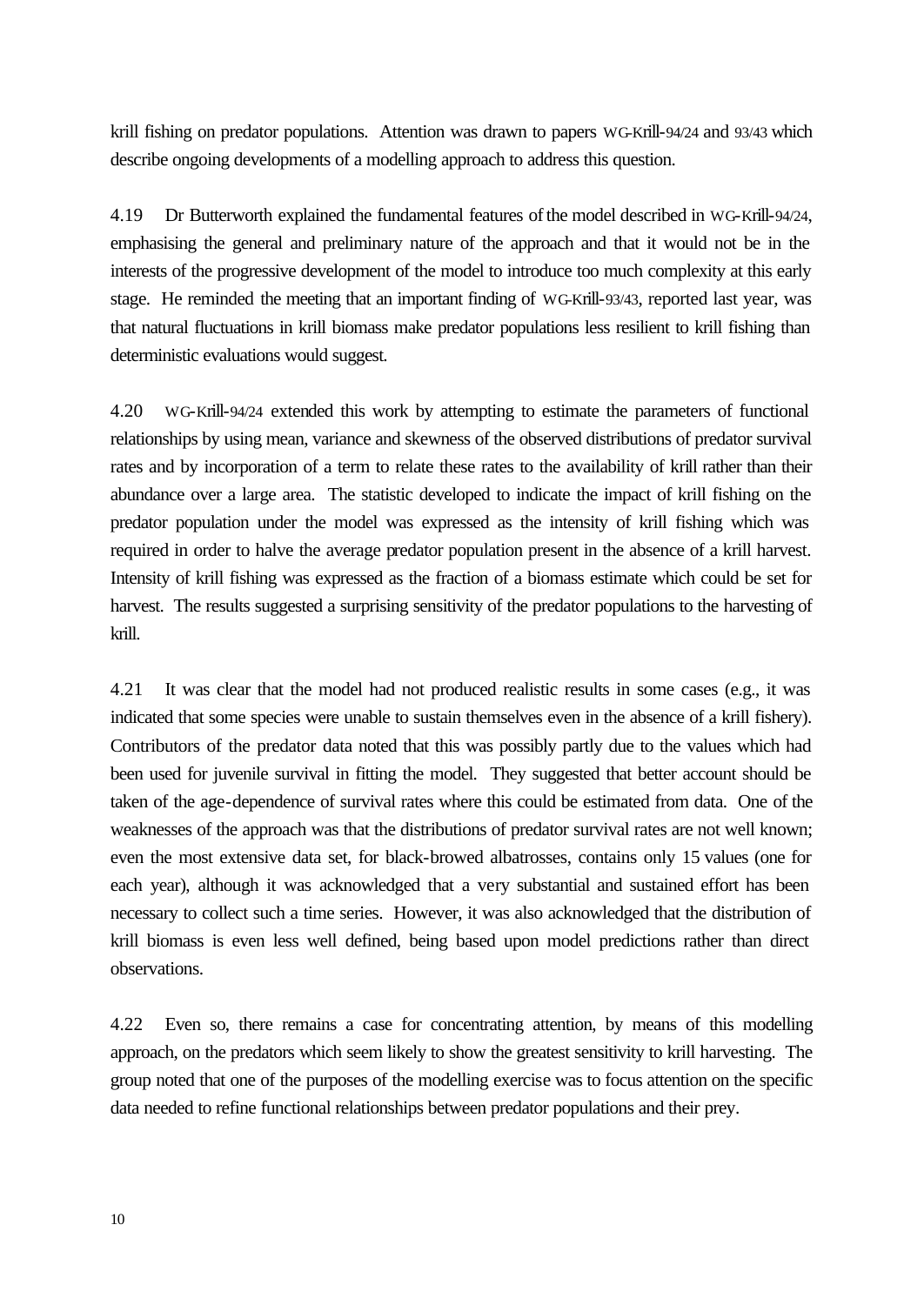krill fishing on predator populations. Attention was drawn to papers WG-Krill-94/24 and 93/43 which describe ongoing developments of a modelling approach to address this question.

4.19 Dr Butterworth explained the fundamental features of the model described in WG-Krill-94/24, emphasising the general and preliminary nature of the approach and that it would not be in the interests of the progressive development of the model to introduce too much complexity at this early stage. He reminded the meeting that an important finding of WG-Krill-93/43, reported last year, was that natural fluctuations in krill biomass make predator populations less resilient to krill fishing than deterministic evaluations would suggest.

4.20 WG-Krill-94/24 extended this work by attempting to estimate the parameters of functional relationships by using mean, variance and skewness of the observed distributions of predator survival rates and by incorporation of a term to relate these rates to the availability of krill rather than their abundance over a large area. The statistic developed to indicate the impact of krill fishing on the predator population under the model was expressed as the intensity of krill fishing which was required in order to halve the average predator population present in the absence of a krill harvest. Intensity of krill fishing was expressed as the fraction of a biomass estimate which could be set for harvest. The results suggested a surprising sensitivity of the predator populations to the harvesting of krill.

4.21 It was clear that the model had not produced realistic results in some cases (e.g., it was indicated that some species were unable to sustain themselves even in the absence of a krill fishery). Contributors of the predator data noted that this was possibly partly due to the values which had been used for juvenile survival in fitting the model. They suggested that better account should be taken of the age-dependence of survival rates where this could be estimated from data. One of the weaknesses of the approach was that the distributions of predator survival rates are not well known; even the most extensive data set, for black-browed albatrosses, contains only 15 values (one for each year), although it was acknowledged that a very substantial and sustained effort has been necessary to collect such a time series. However, it was also acknowledged that the distribution of krill biomass is even less well defined, being based upon model predictions rather than direct observations.

4.22 Even so, there remains a case for concentrating attention, by means of this modelling approach, on the predators which seem likely to show the greatest sensitivity to krill harvesting. The group noted that one of the purposes of the modelling exercise was to focus attention on the specific data needed to refine functional relationships between predator populations and their prey.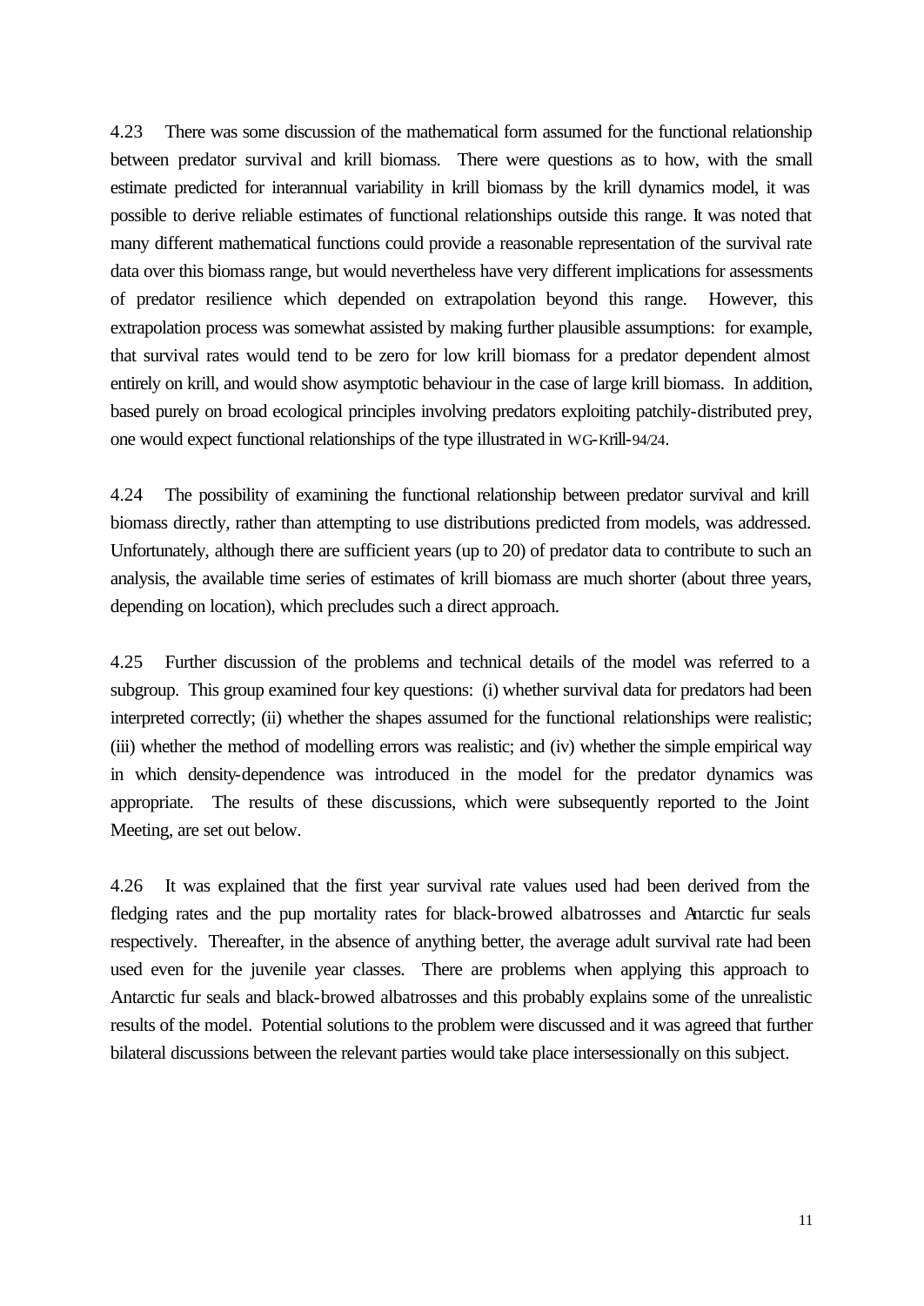4.23 There was some discussion of the mathematical form assumed for the functional relationship between predator survival and krill biomass. There were questions as to how, with the small estimate predicted for interannual variability in krill biomass by the krill dynamics model, it was possible to derive reliable estimates of functional relationships outside this range. It was noted that many different mathematical functions could provide a reasonable representation of the survival rate data over this biomass range, but would nevertheless have very different implications for assessments of predator resilience which depended on extrapolation beyond this range. However, this extrapolation process was somewhat assisted by making further plausible assumptions: for example, that survival rates would tend to be zero for low krill biomass for a predator dependent almost entirely on krill, and would show asymptotic behaviour in the case of large krill biomass. In addition, based purely on broad ecological principles involving predators exploiting patchily-distributed prey, one would expect functional relationships of the type illustrated in WG-Krill-94/24.

4.24 The possibility of examining the functional relationship between predator survival and krill biomass directly, rather than attempting to use distributions predicted from models, was addressed. Unfortunately, although there are sufficient years (up to 20) of predator data to contribute to such an analysis, the available time series of estimates of krill biomass are much shorter (about three years, depending on location), which precludes such a direct approach.

4.25 Further discussion of the problems and technical details of the model was referred to a subgroup. This group examined four key questions: (i) whether survival data for predators had been interpreted correctly; (ii) whether the shapes assumed for the functional relationships were realistic; (iii) whether the method of modelling errors was realistic; and (iv) whether the simple empirical way in which density-dependence was introduced in the model for the predator dynamics was appropriate. The results of these discussions, which were subsequently reported to the Joint Meeting, are set out below.

4.26 It was explained that the first year survival rate values used had been derived from the fledging rates and the pup mortality rates for black-browed albatrosses and Antarctic fur seals respectively. Thereafter, in the absence of anything better, the average adult survival rate had been used even for the juvenile year classes. There are problems when applying this approach to Antarctic fur seals and black-browed albatrosses and this probably explains some of the unrealistic results of the model. Potential solutions to the problem were discussed and it was agreed that further bilateral discussions between the relevant parties would take place intersessionally on this subject.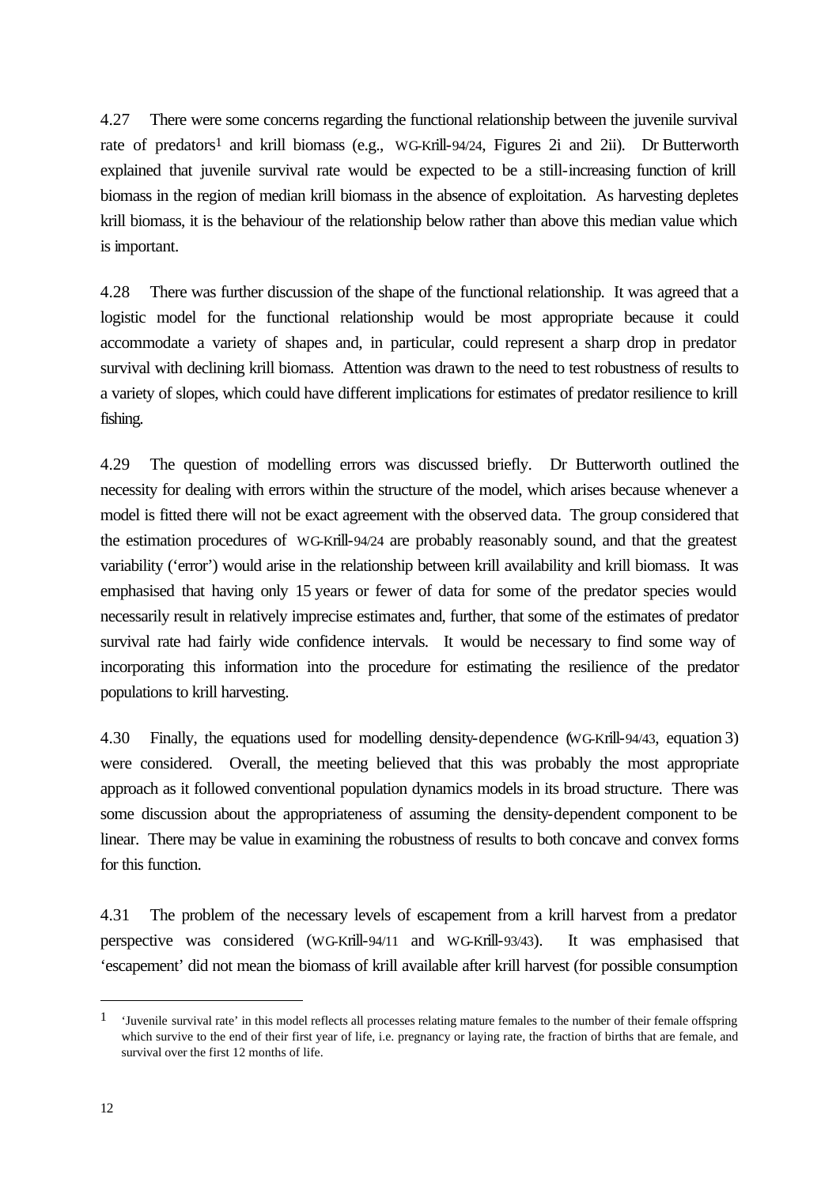4.27 There were some concerns regarding the functional relationship between the juvenile survival rate of predators[1] and krill biomass (e.g., WG-Krill-94/24, Figures 2i and 2ii). Dr Butterworth explained that juvenile survival rate would be expected to be a still-increasing function of krill biomass in the region of median krill biomass in the absence of exploitation. As harvesting depletes krill biomass, it is the behaviour of the relationship below rather than above this median value which is important.

4.28 There was further discussion of the shape of the functional relationship. It was agreed that a logistic model for the functional relationship would be most appropriate because it could accommodate a variety of shapes and, in particular, could represent a sharp drop in predator survival with declining krill biomass. Attention was drawn to the need to test robustness of results to a variety of slopes, which could have different implications for estimates of predator resilience to krill fishing.

4.29 The question of modelling errors was discussed briefly. Dr Butterworth outlined the necessity for dealing with errors within the structure of the model, which arises because whenever a model is fitted there will not be exact agreement with the observed data. The group considered that the estimation procedures of WG-Krill-94/24 are probably reasonably sound, and that the greatest variability ('error') would arise in the relationship between krill availability and krill biomass. It was emphasised that having only 15 years or fewer of data for some of the predator species would necessarily result in relatively imprecise estimates and, further, that some of the estimates of predator survival rate had fairly wide confidence intervals. It would be necessary to find some way of incorporating this information into the procedure for estimating the resilience of the predator populations to krill harvesting.

4.30 Finally, the equations used for modelling density-dependence (WG-Krill-94/43, equation 3) were considered. Overall, the meeting believed that this was probably the most appropriate approach as it followed conventional population dynamics models in its broad structure. There was some discussion about the appropriateness of assuming the density-dependent component to be linear. There may be value in examining the robustness of results to both concave and convex forms for this function.

4.31 The problem of the necessary levels of escapement from a krill harvest from a predator perspective was considered (WG-Krill-94/11 and WG-Krill-93/43). It was emphasised that 'escapement' did not mean the biomass of krill available after krill harvest (for possible consumption

---

[1] 'Juvenile survival rate' in this model reflects all processes relating mature females to the number of their female offspring which survive to the end of their first year of life, i.e. pregnancy or laying rate, the fraction of births that are female, and survival over the first 12 months of life.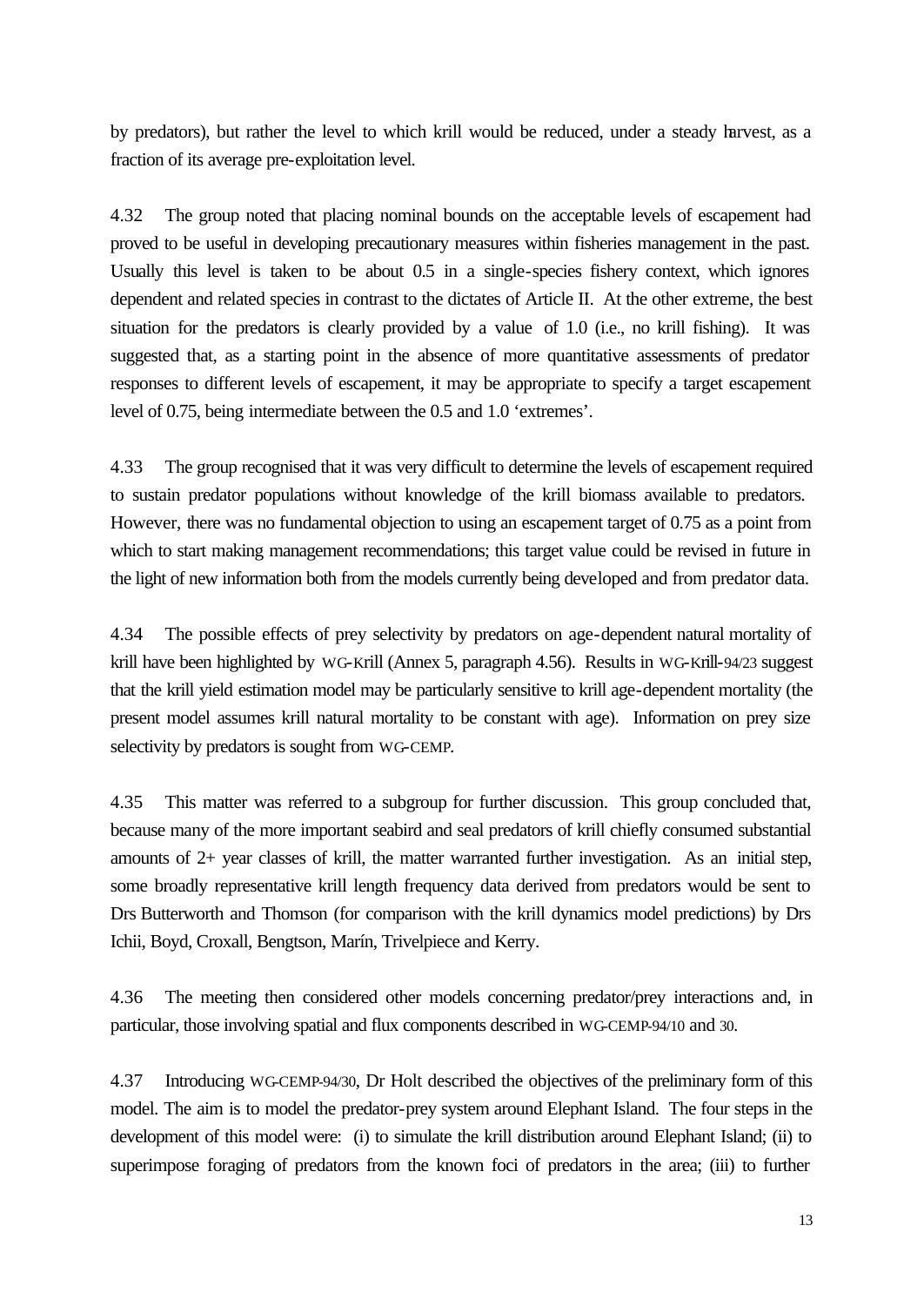by predators), but rather the level to which krill would be reduced, under a steady harvest, as a fraction of its average pre-exploitation level.

4.32 The group noted that placing nominal bounds on the acceptable levels of escapement had proved to be useful in developing precautionary measures within fisheries management in the past. Usually this level is taken to be about 0.5 in a single-species fishery context, which ignores dependent and related species in contrast to the dictates of Article II. At the other extreme, the best situation for the predators is clearly provided by a value of 1.0 (i.e., no krill fishing). It was suggested that, as a starting point in the absence of more quantitative assessments of predator responses to different levels of escapement, it may be appropriate to specify a target escapement level of 0.75, being intermediate between the 0.5 and 1.0 'extremes'.

4.33 The group recognised that it was very difficult to determine the levels of escapement required to sustain predator populations without knowledge of the krill biomass available to predators. However, there was no fundamental objection to using an escapement target of 0.75 as a point from which to start making management recommendations; this target value could be revised in future in the light of new information both from the models currently being developed and from predator data.

4.34 The possible effects of prey selectivity by predators on age-dependent natural mortality of krill have been highlighted by WG-Krill (Annex 5, paragraph 4.56). Results in WG-Krill-94/23 suggest that the krill yield estimation model may be particularly sensitive to krill age-dependent mortality (the present model assumes krill natural mortality to be constant with age). Information on prey size selectivity by predators is sought from WG-CEMP.

4.35 This matter was referred to a subgroup for further discussion. This group concluded that, because many of the more important seabird and seal predators of krill chiefly consumed substantial amounts of 2+ year classes of krill, the matter warranted further investigation. As an initial step, some broadly representative krill length frequency data derived from predators would be sent to Drs Butterworth and Thomson (for comparison with the krill dynamics model predictions) by Drs Ichii, Boyd, Croxall, Bengtson, Marín, Trivelpiece and Kerry.

4.36 The meeting then considered other models concerning predator/prey interactions and, in particular, those involving spatial and flux components described in WG-CEMP-94/10 and 30.

4.37 Introducing WG-CEMP-94/30, Dr Holt described the objectives of the preliminary form of this model. The aim is to model the predator-prey system around Elephant Island. The four steps in the development of this model were: (i) to simulate the krill distribution around Elephant Island; (ii) to superimpose foraging of predators from the known foci of predators in the area; (iii) to further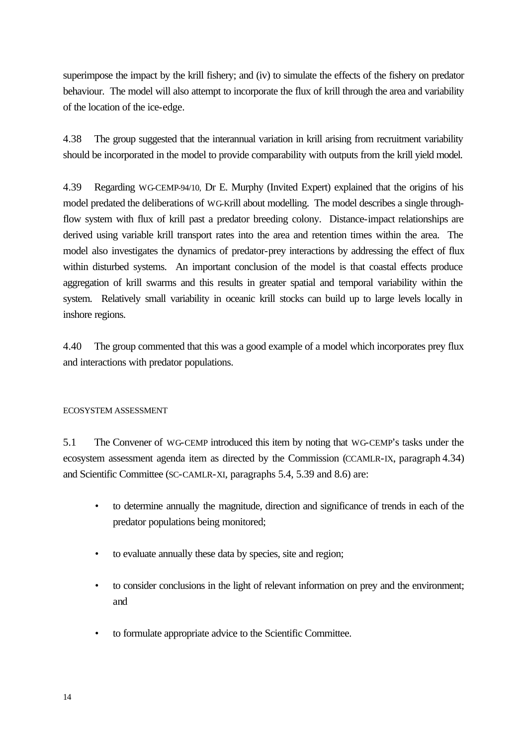superimpose the impact by the krill fishery; and (iv) to simulate the effects of the fishery on predator behaviour. The model will also attempt to incorporate the flux of krill through the area and variability of the location of the ice-edge.

4.38 The group suggested that the interannual variation in krill arising from recruitment variability should be incorporated in the model to provide comparability with outputs from the krill yield model.

4.39 Regarding WG-CEMP-94/10, Dr E. Murphy (Invited Expert) explained that the origins of his model predated the deliberations of WG-Krill about modelling. The model describes a single through-flow system with flux of krill past a predator breeding colony. Distance-impact relationships are derived using variable krill transport rates into the area and retention times within the area. The model also investigates the dynamics of predator-prey interactions by addressing the effect of flux within disturbed systems. An important conclusion of the model is that coastal effects produce aggregation of krill swarms and this results in greater spatial and temporal variability within the system. Relatively small variability in oceanic krill stocks can build up to large levels locally in inshore regions.

4.40 The group commented that this was a good example of a model which incorporates prey flux and interactions with predator populations.

## ECOSYSTEM ASSESSMENT

5.1 The Convener of WG-CEMP introduced this item by noting that WG-CEMP's tasks under the ecosystem assessment agenda item as directed by the Commission (CCAMLR-IX, paragraph 4.34) and Scientific Committee (SC-CAMLR-XI, paragraphs 5.4, 5.39 and 8.6) are:

- to determine annually the magnitude, direction and significance of trends in each of the predator populations being monitored;
- to evaluate annually these data by species, site and region;
- to consider conclusions in the light of relevant information on prey and the environment; and
- to formulate appropriate advice to the Scientific Committee.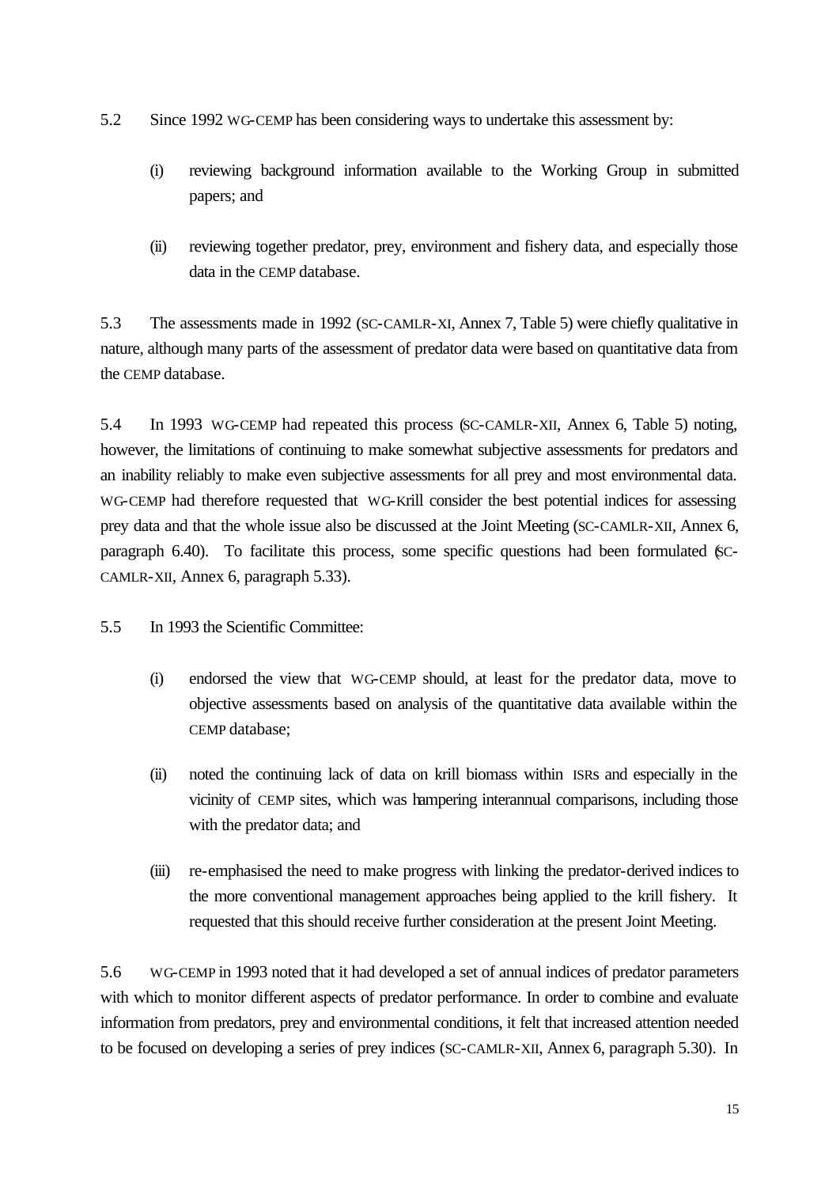5.2 Since 1992 WG-CEMP has been considering ways to undertake this assessment by:

(i) reviewing background information available to the Working Group in submitted papers; and

(ii) reviewing together predator, prey, environment and fishery data, and especially those data in the CEMP database.

5.3 The assessments made in 1992 (SC-CAMLR-XI, Annex 7, Table 5) were chiefly qualitative in nature, although many parts of the assessment of predator data were based on quantitative data from the CEMP database.

5.4 In 1993 WG-CEMP had repeated this process (SC-CAMLR-XII, Annex 6, Table 5) noting, however, the limitations of continuing to make somewhat subjective assessments for predators and an inability reliably to make even subjective assessments for all prey and most environmental data. WG-CEMP had therefore requested that WG-Krill consider the best potential indices for assessing prey data and that the whole issue also be discussed at the Joint Meeting (SC-CAMLR-XII, Annex 6, paragraph 6.40). To facilitate this process, some specific questions had been formulated (SC-CAMLR-XII, Annex 6, paragraph 5.33).

5.5 In 1993 the Scientific Committee:

(i) endorsed the view that WG-CEMP should, at least for the predator data, move to objective assessments based on analysis of the quantitative data available within the CEMP database;

(ii) noted the continuing lack of data on krill biomass within ISRs and especially in the vicinity of CEMP sites, which was hampering interannual comparisons, including those with the predator data; and

(iii) re-emphasised the need to make progress with linking the predator-derived indices to the more conventional management approaches being applied to the krill fishery. It requested that this should receive further consideration at the present Joint Meeting.

5.6 WG-CEMP in 1993 noted that it had developed a set of annual indices of predator parameters with which to monitor different aspects of predator performance. In order to combine and evaluate information from predators, prey and environmental conditions, it felt that increased attention needed to be focused on developing a series of prey indices (SC-CAMLR-XII, Annex 6, paragraph 5.30). In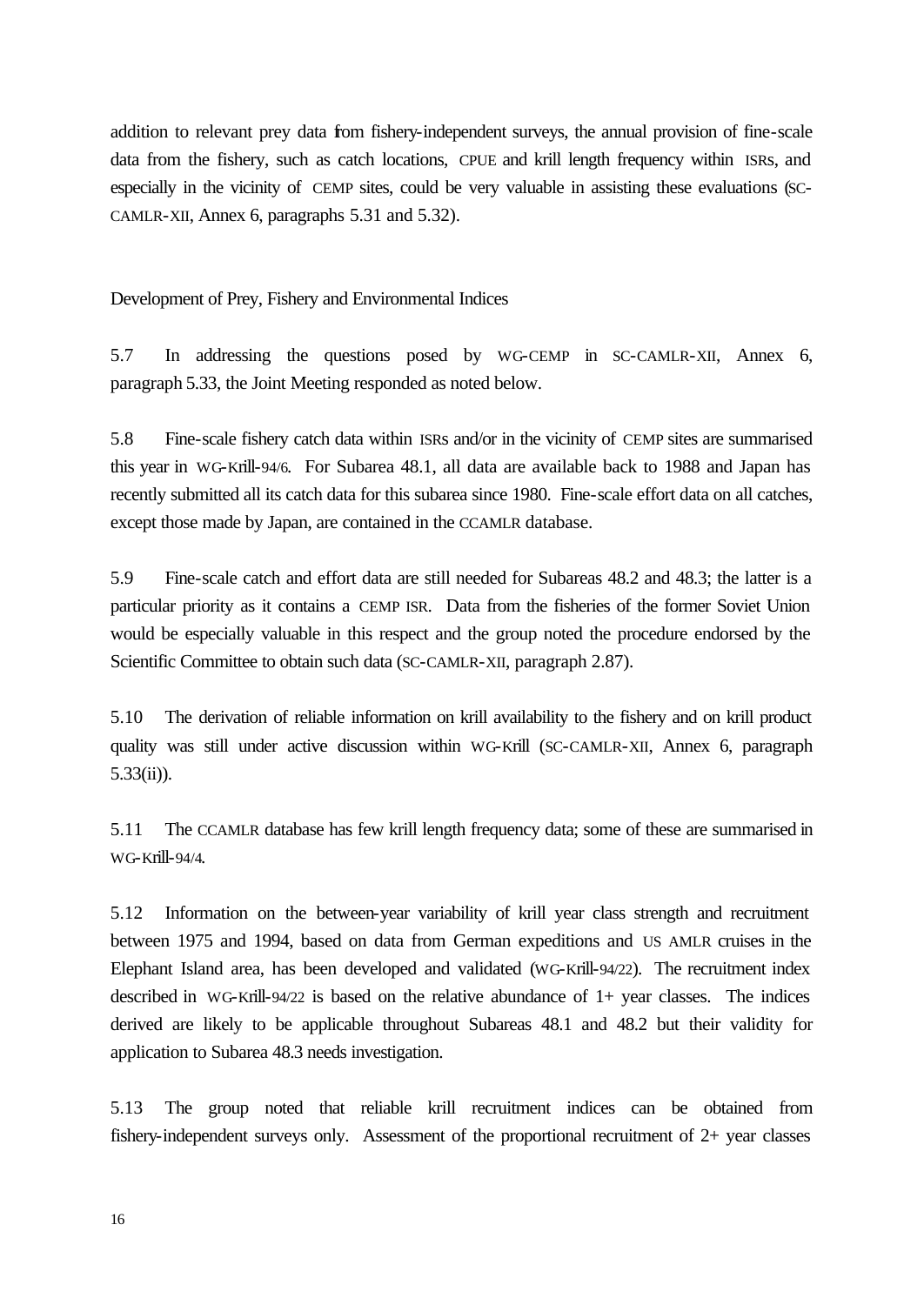addition to relevant prey data from fishery-independent surveys, the annual provision of fine-scale data from the fishery, such as catch locations, CPUE and krill length frequency within ISRs, and especially in the vicinity of CEMP sites, could be very valuable in assisting these evaluations (SC-CAMLR-XII, Annex 6, paragraphs 5.31 and 5.32).

### Development of Prey, Fishery and Environmental Indices

5.7 In addressing the questions posed by WG-CEMP in SC-CAMLR-XII, Annex 6, paragraph 5.33, the Joint Meeting responded as noted below.

5.8 Fine-scale fishery catch data within ISRs and/or in the vicinity of CEMP sites are summarised this year in WG-Krill-94/6. For Subarea 48.1, all data are available back to 1988 and Japan has recently submitted all its catch data for this subarea since 1980. Fine-scale effort data on all catches, except those made by Japan, are contained in the CCAMLR database.

5.9 Fine-scale catch and effort data are still needed for Subareas 48.2 and 48.3; the latter is a particular priority as it contains a CEMP ISR. Data from the fisheries of the former Soviet Union would be especially valuable in this respect and the group noted the procedure endorsed by the Scientific Committee to obtain such data (SC-CAMLR-XII, paragraph 2.87).

5.10 The derivation of reliable information on krill availability to the fishery and on krill product quality was still under active discussion within WG-Krill (SC-CAMLR-XII, Annex 6, paragraph 5.33(ii)).

5.11 The CCAMLR database has few krill length frequency data; some of these are summarised in WG-Krill-94/4.

5.12 Information on the between-year variability of krill year class strength and recruitment between 1975 and 1994, based on data from German expeditions and US AMLR cruises in the Elephant Island area, has been developed and validated (WG-Krill-94/22). The recruitment index described in WG-Krill-94/22 is based on the relative abundance of 1+ year classes. The indices derived are likely to be applicable throughout Subareas 48.1 and 48.2 but their validity for application to Subarea 48.3 needs investigation.

5.13 The group noted that reliable krill recruitment indices can be obtained from fishery-independent surveys only. Assessment of the proportional recruitment of 2+ year classes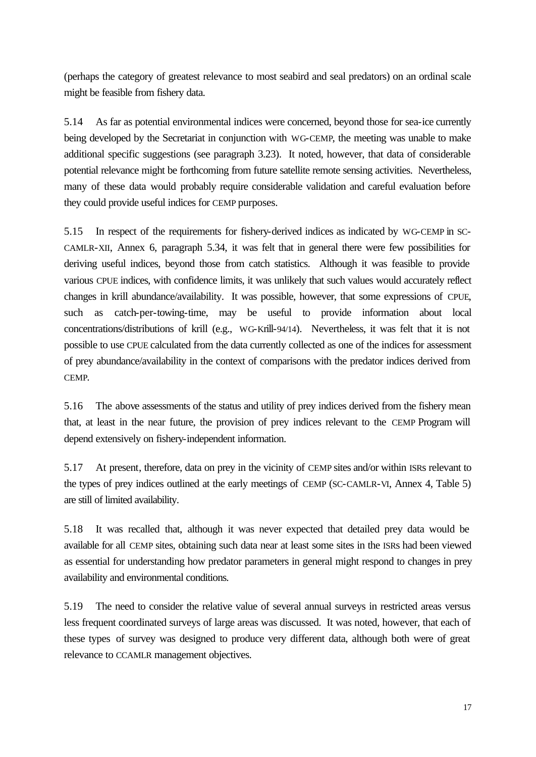(perhaps the category of greatest relevance to most seabird and seal predators) on an ordinal scale might be feasible from fishery data.

5.14 As far as potential environmental indices were concerned, beyond those for sea-ice currently being developed by the Secretariat in conjunction with WG-CEMP, the meeting was unable to make additional specific suggestions (see paragraph 3.23). It noted, however, that data of considerable potential relevance might be forthcoming from future satellite remote sensing activities. Nevertheless, many of these data would probably require considerable validation and careful evaluation before they could provide useful indices for CEMP purposes.

5.15 In respect of the requirements for fishery-derived indices as indicated by WG-CEMP in SC-CAMLR-XII, Annex 6, paragraph 5.34, it was felt that in general there were few possibilities for deriving useful indices, beyond those from catch statistics. Although it was feasible to provide various CPUE indices, with confidence limits, it was unlikely that such values would accurately reflect changes in krill abundance/availability. It was possible, however, that some expressions of CPUE, such as catch-per-towing-time, may be useful to provide information about local concentrations/distributions of krill (e.g., WG-Krill-94/14). Nevertheless, it was felt that it is not possible to use CPUE calculated from the data currently collected as one of the indices for assessment of prey abundance/availability in the context of comparisons with the predator indices derived from CEMP.

5.16 The above assessments of the status and utility of prey indices derived from the fishery mean that, at least in the near future, the provision of prey indices relevant to the CEMP Program will depend extensively on fishery-independent information.

5.17 At present, therefore, data on prey in the vicinity of CEMP sites and/or within ISRs relevant to the types of prey indices outlined at the early meetings of CEMP (SC-CAMLR-VI, Annex 4, Table 5) are still of limited availability.

5.18 It was recalled that, although it was never expected that detailed prey data would be available for all CEMP sites, obtaining such data near at least some sites in the ISRs had been viewed as essential for understanding how predator parameters in general might respond to changes in prey availability and environmental conditions.

5.19 The need to consider the relative value of several annual surveys in restricted areas versus less frequent coordinated surveys of large areas was discussed. It was noted, however, that each of these types of survey was designed to produce very different data, although both were of great relevance to CCAMLR management objectives.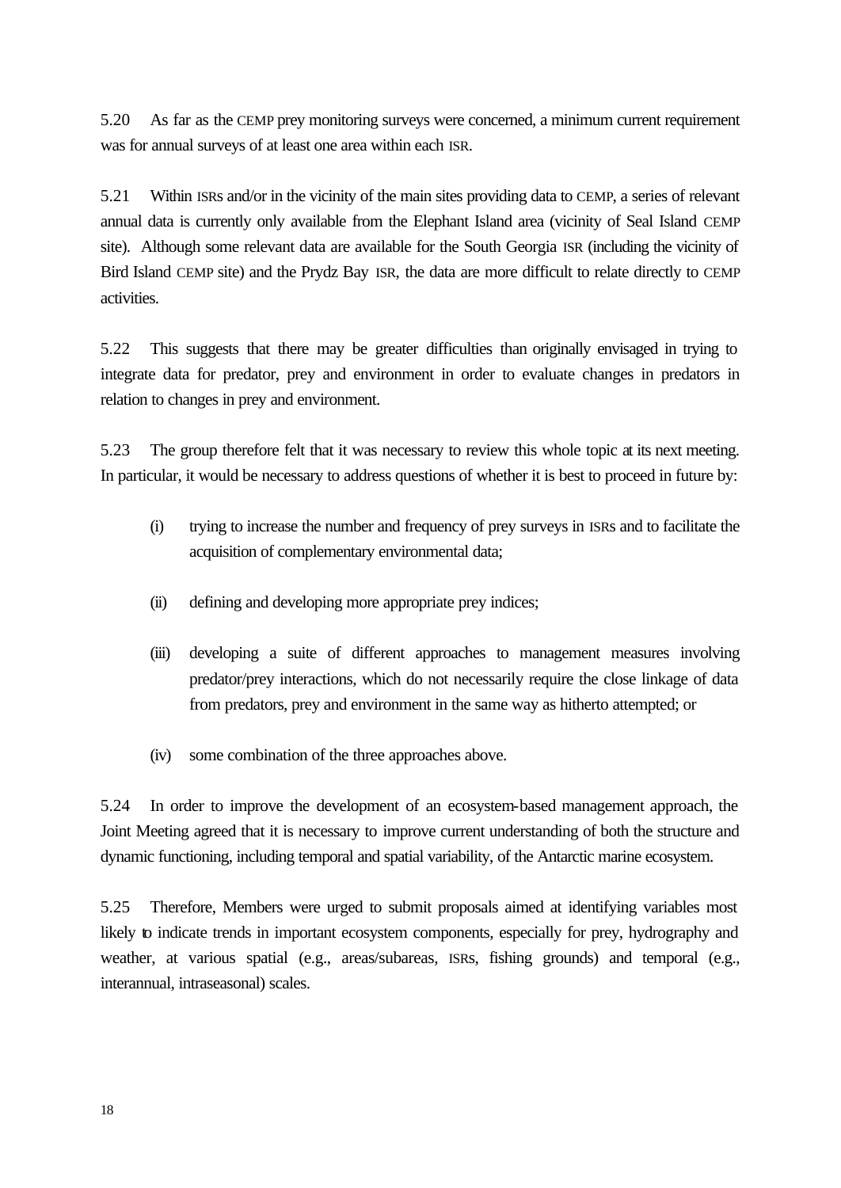5.20 As far as the CEMP prey monitoring surveys were concerned, a minimum current requirement was for annual surveys of at least one area within each ISR.

5.21 Within ISRs and/or in the vicinity of the main sites providing data to CEMP, a series of relevant annual data is currently only available from the Elephant Island area (vicinity of Seal Island CEMP site). Although some relevant data are available for the South Georgia ISR (including the vicinity of Bird Island CEMP site) and the Prydz Bay ISR, the data are more difficult to relate directly to CEMP activities.

5.22 This suggests that there may be greater difficulties than originally envisaged in trying to integrate data for predator, prey and environment in order to evaluate changes in predators in relation to changes in prey and environment.

5.23 The group therefore felt that it was necessary to review this whole topic at its next meeting. In particular, it would be necessary to address questions of whether it is best to proceed in future by:

(i) trying to increase the number and frequency of prey surveys in ISRs and to facilitate the acquisition of complementary environmental data;

(ii) defining and developing more appropriate prey indices;

(iii) developing a suite of different approaches to management measures involving predator/prey interactions, which do not necessarily require the close linkage of data from predators, prey and environment in the same way as hitherto attempted; or

(iv) some combination of the three approaches above.

5.24 In order to improve the development of an ecosystem-based management approach, the Joint Meeting agreed that it is necessary to improve current understanding of both the structure and dynamic functioning, including temporal and spatial variability, of the Antarctic marine ecosystem.

5.25 Therefore, Members were urged to submit proposals aimed at identifying variables most likely to indicate trends in important ecosystem components, especially for prey, hydrography and weather, at various spatial (e.g., areas/subareas, ISRs, fishing grounds) and temporal (e.g., interannual, intraseasonal) scales.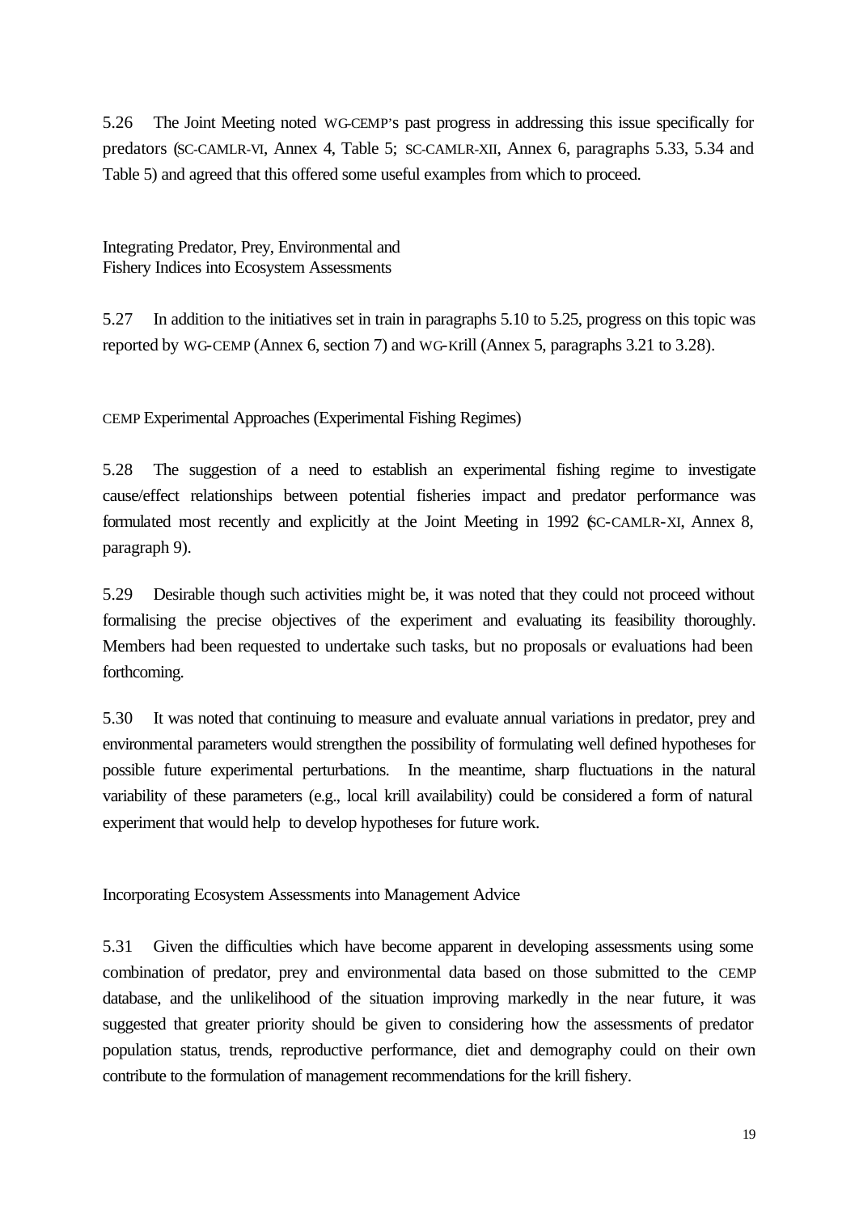5.26 The Joint Meeting noted WG-CEMP's past progress in addressing this issue specifically for predators (SC-CAMLR-VI, Annex 4, Table 5; SC-CAMLR-XII, Annex 6, paragraphs 5.33, 5.34 and Table 5) and agreed that this offered some useful examples from which to proceed.

### Integrating Predator, Prey, Environmental and Fishery Indices into Ecosystem Assessments

5.27 In addition to the initiatives set in train in paragraphs 5.10 to 5.25, progress on this topic was reported by WG-CEMP (Annex 6, section 7) and WG-Krill (Annex 5, paragraphs 3.21 to 3.28).

### CEMP Experimental Approaches (Experimental Fishing Regimes)

5.28 The suggestion of a need to establish an experimental fishing regime to investigate cause/effect relationships between potential fisheries impact and predator performance was formulated most recently and explicitly at the Joint Meeting in 1992 (SC-CAMLR-XI, Annex 8, paragraph 9).

5.29 Desirable though such activities might be, it was noted that they could not proceed without formalising the precise objectives of the experiment and evaluating its feasibility thoroughly. Members had been requested to undertake such tasks, but no proposals or evaluations had been forthcoming.

5.30 It was noted that continuing to measure and evaluate annual variations in predator, prey and environmental parameters would strengthen the possibility of formulating well defined hypotheses for possible future experimental perturbations. In the meantime, sharp fluctuations in the natural variability of these parameters (e.g., local krill availability) could be considered a form of natural experiment that would help to develop hypotheses for future work.

### Incorporating Ecosystem Assessments into Management Advice

5.31 Given the difficulties which have become apparent in developing assessments using some combination of predator, prey and environmental data based on those submitted to the CEMP database, and the unlikelihood of the situation improving markedly in the near future, it was suggested that greater priority should be given to considering how the assessments of predator population status, trends, reproductive performance, diet and demography could on their own contribute to the formulation of management recommendations for the krill fishery.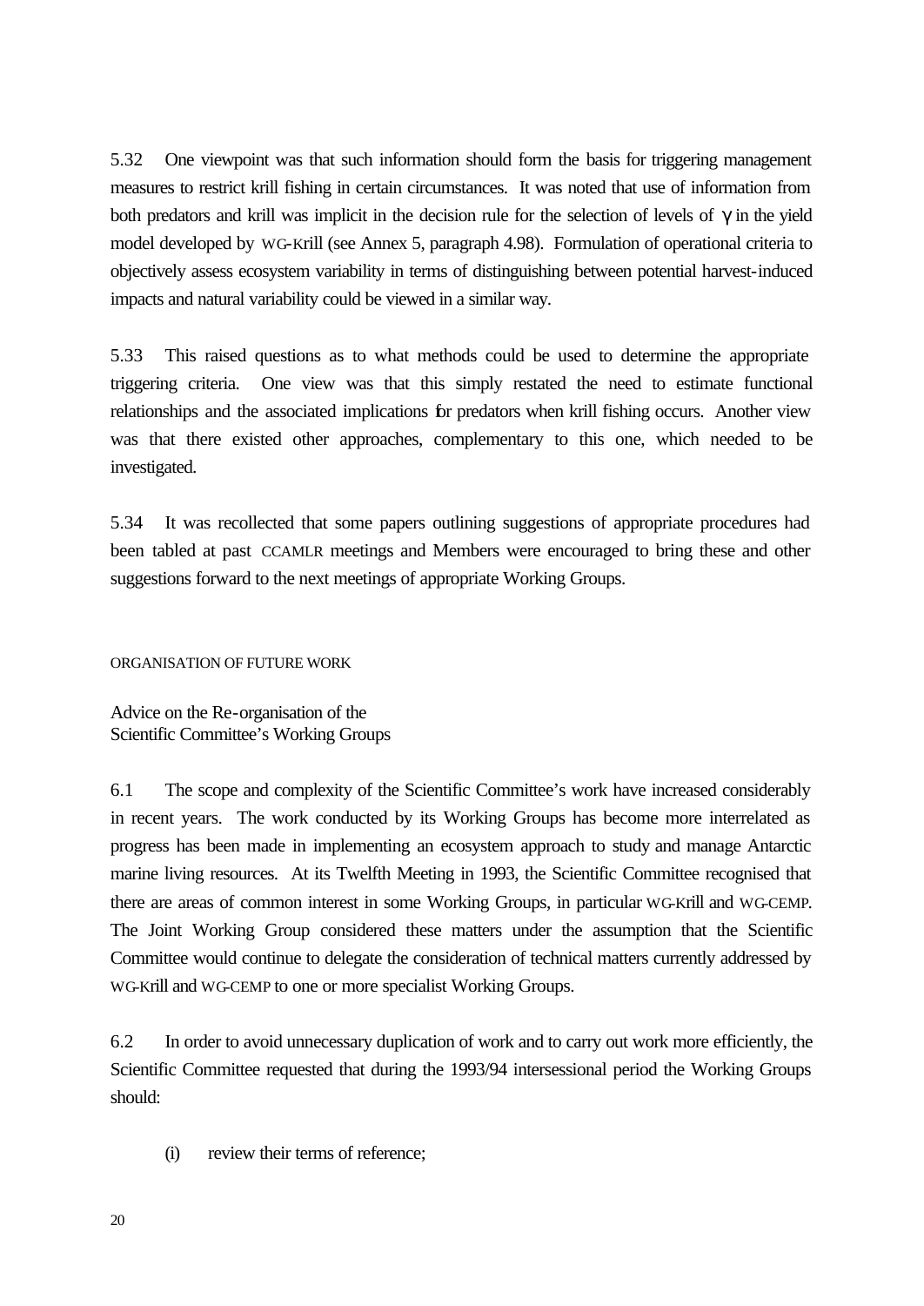5.32 One viewpoint was that such information should form the basis for triggering management measures to restrict krill fishing in certain circumstances. It was noted that use of information from both predators and krill was implicit in the decision rule for the selection of levels of $\gamma$ in the yield model developed by WG-Krill (see Annex 5, paragraph 4.98). Formulation of operational criteria to objectively assess ecosystem variability in terms of distinguishing between potential harvest-induced impacts and natural variability could be viewed in a similar way.

5.33 This raised questions as to what methods could be used to determine the appropriate triggering criteria. One view was that this simply restated the need to estimate functional relationships and the associated implications for predators when krill fishing occurs. Another view was that there existed other approaches, complementary to this one, which needed to be investigated.

5.34 It was recollected that some papers outlining suggestions of appropriate procedures had been tabled at past CCAMLR meetings and Members were encouraged to bring these and other suggestions forward to the next meetings of appropriate Working Groups.

## ORGANISATION OF FUTURE WORK

### Advice on the Re-organisation of the Scientific Committee's Working Groups

6.1 The scope and complexity of the Scientific Committee's work have increased considerably in recent years. The work conducted by its Working Groups has become more interrelated as progress has been made in implementing an ecosystem approach to study and manage Antarctic marine living resources. At its Twelfth Meeting in 1993, the Scientific Committee recognised that there are areas of common interest in some Working Groups, in particular WG-Krill and WG-CEMP. The Joint Working Group considered these matters under the assumption that the Scientific Committee would continue to delegate the consideration of technical matters currently addressed by WG-Krill and WG-CEMP to one or more specialist Working Groups.

6.2 In order to avoid unnecessary duplication of work and to carry out work more efficiently, the Scientific Committee requested that during the 1993/94 intersessional period the Working Groups should:

(i) review their terms of reference;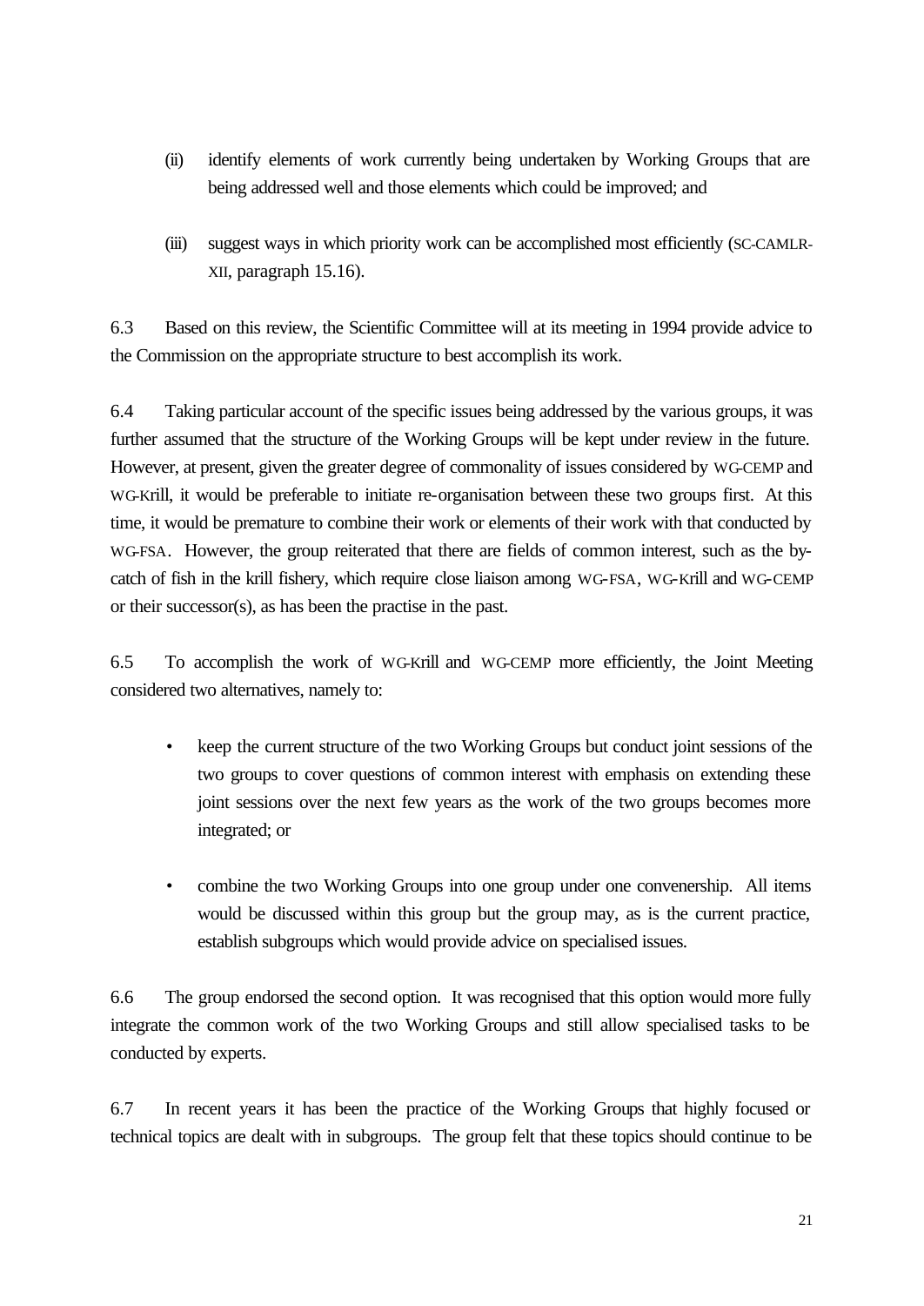(ii) identify elements of work currently being undertaken by Working Groups that are being addressed well and those elements which could be improved; and

(iii) suggest ways in which priority work can be accomplished most efficiently (SC-CAMLR-XII, paragraph 15.16).

6.3 Based on this review, the Scientific Committee will at its meeting in 1994 provide advice to the Commission on the appropriate structure to best accomplish its work.

6.4 Taking particular account of the specific issues being addressed by the various groups, it was further assumed that the structure of the Working Groups will be kept under review in the future. However, at present, given the greater degree of commonality of issues considered by WG-CEMP and WG-Krill, it would be preferable to initiate re-organisation between these two groups first. At this time, it would be premature to combine their work or elements of their work with that conducted by WG-FSA. However, the group reiterated that there are fields of common interest, such as the by-catch of fish in the krill fishery, which require close liaison among WG-FSA, WG-Krill and WG-CEMP or their successor(s), as has been the practise in the past.

6.5 To accomplish the work of WG-Krill and WG-CEMP more efficiently, the Joint Meeting considered two alternatives, namely to:

- keep the current structure of the two Working Groups but conduct joint sessions of the two groups to cover questions of common interest with emphasis on extending these joint sessions over the next few years as the work of the two groups becomes more integrated; or

- combine the two Working Groups into one group under one convenership. All items would be discussed within this group but the group may, as is the current practice, establish subgroups which would provide advice on specialised issues.

6.6 The group endorsed the second option. It was recognised that this option would more fully integrate the common work of the two Working Groups and still allow specialised tasks to be conducted by experts.

6.7 In recent years it has been the practice of the Working Groups that highly focused or technical topics are dealt with in subgroups. The group felt that these topics should continue to be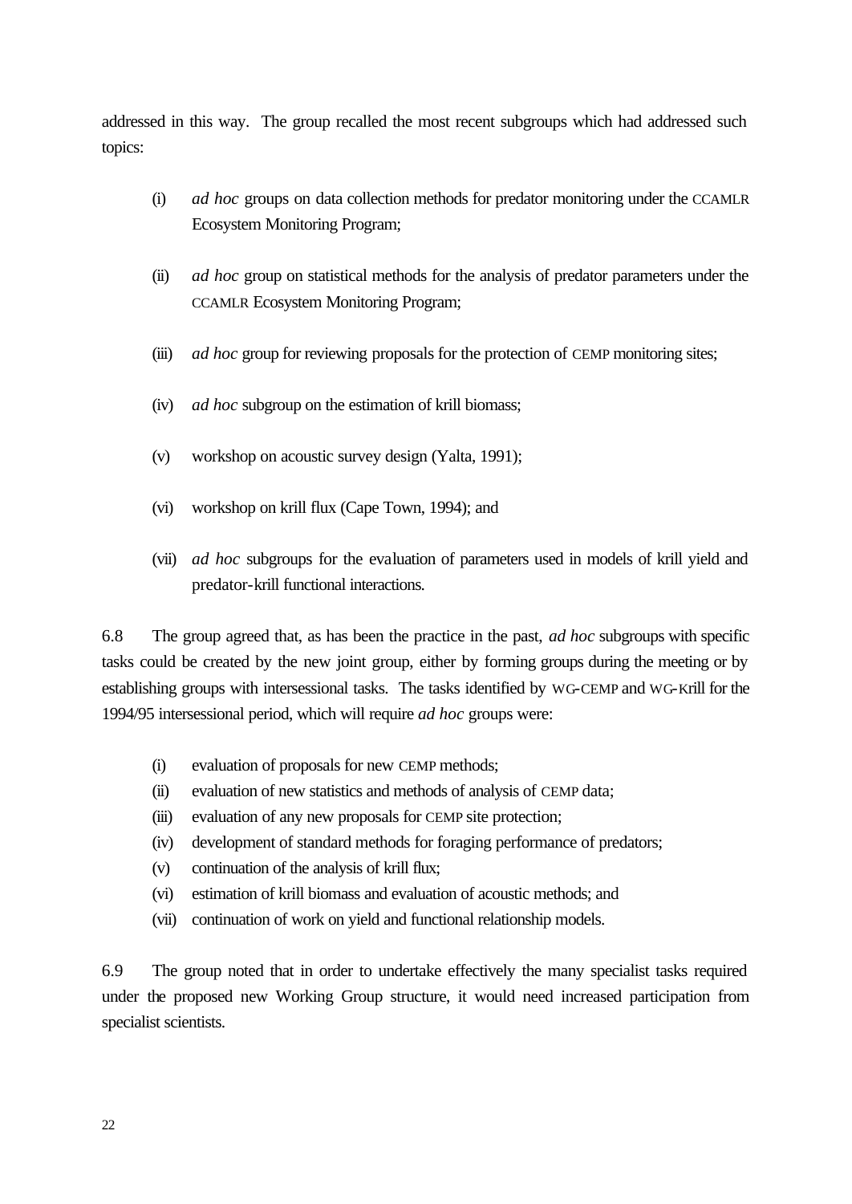addressed in this way. The group recalled the most recent subgroups which had addressed such topics:

(i) *ad hoc* groups on data collection methods for predator monitoring under the CCAMLR Ecosystem Monitoring Program;

(ii) *ad hoc* group on statistical methods for the analysis of predator parameters under the CCAMLR Ecosystem Monitoring Program;

(iii) *ad hoc* group for reviewing proposals for the protection of CEMP monitoring sites;

(iv) *ad hoc* subgroup on the estimation of krill biomass;

(v) workshop on acoustic survey design (Yalta, 1991);

(vi) workshop on krill flux (Cape Town, 1994); and

(vii) *ad hoc* subgroups for the evaluation of parameters used in models of krill yield and predator-krill functional interactions.

6.8 The group agreed that, as has been the practice in the past, *ad hoc* subgroups with specific tasks could be created by the new joint group, either by forming groups during the meeting or by establishing groups with intersessional tasks. The tasks identified by WG-CEMP and WG-Krill for the 1994/95 intersessional period, which will require *ad hoc* groups were:

(i) evaluation of proposals for new CEMP methods;
(ii) evaluation of new statistics and methods of analysis of CEMP data;
(iii) evaluation of any new proposals for CEMP site protection;
(iv) development of standard methods for foraging performance of predators;
(v) continuation of the analysis of krill flux;
(vi) estimation of krill biomass and evaluation of acoustic methods; and
(vii) continuation of work on yield and functional relationship models.

6.9 The group noted that in order to undertake effectively the many specialist tasks required under the proposed new Working Group structure, it would need increased participation from specialist scientists.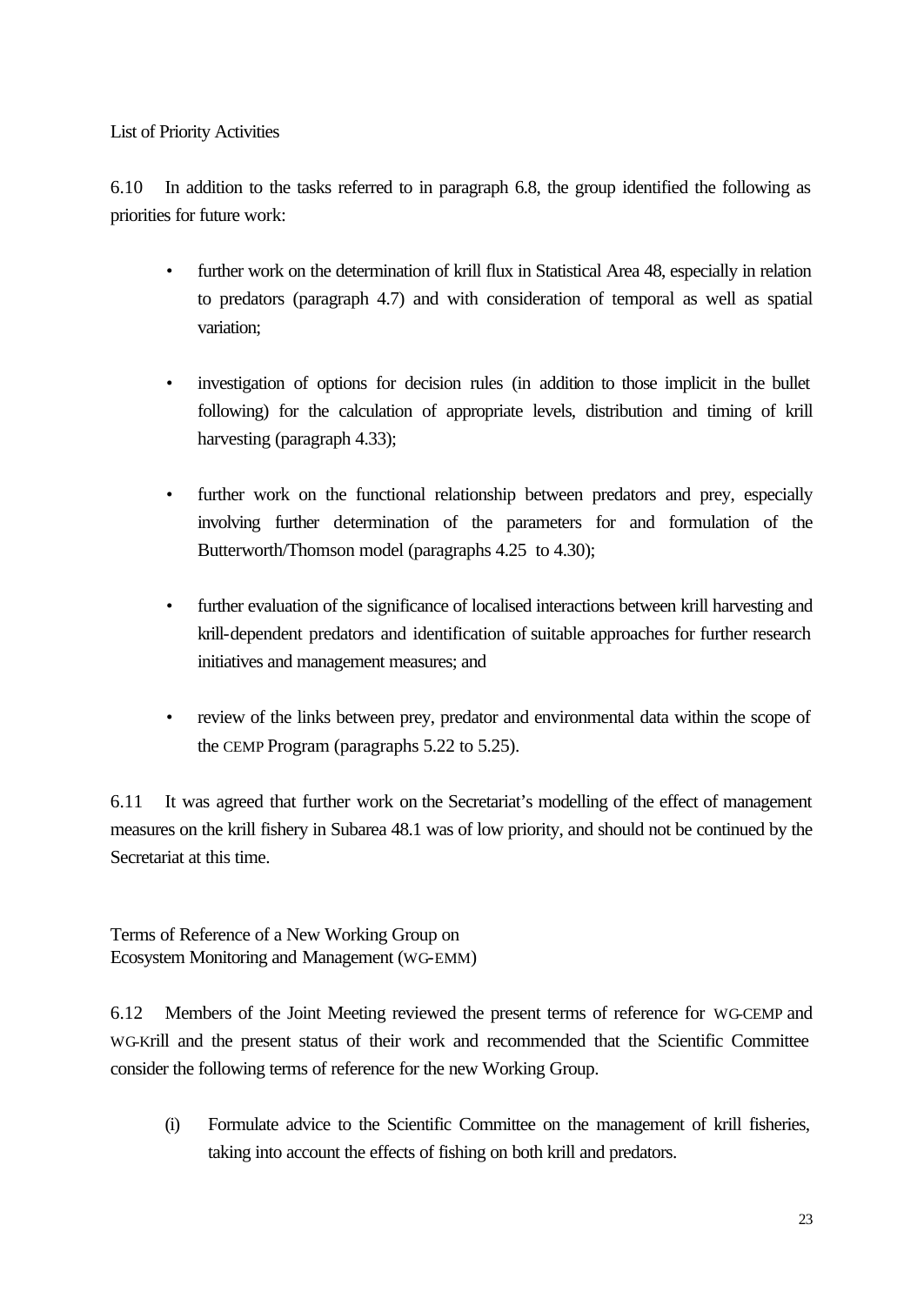List of Priority Activities

6.10 In addition to the tasks referred to in paragraph 6.8, the group identified the following as priorities for future work:

- further work on the determination of krill flux in Statistical Area 48, especially in relation to predators (paragraph 4.7) and with consideration of temporal as well as spatial variation;
- investigation of options for decision rules (in addition to those implicit in the bullet following) for the calculation of appropriate levels, distribution and timing of krill harvesting (paragraph 4.33);
- further work on the functional relationship between predators and prey, especially involving further determination of the parameters for and formulation of the Butterworth/Thomson model (paragraphs 4.25 to 4.30);
- further evaluation of the significance of localised interactions between krill harvesting and krill-dependent predators and identification of suitable approaches for further research initiatives and management measures; and
- review of the links between prey, predator and environmental data within the scope of the CEMP Program (paragraphs 5.22 to 5.25).

6.11 It was agreed that further work on the Secretariat's modelling of the effect of management measures on the krill fishery in Subarea 48.1 was of low priority, and should not be continued by the Secretariat at this time.

Terms of Reference of a New Working Group on
Ecosystem Monitoring and Management (WG-EMM)

6.12 Members of the Joint Meeting reviewed the present terms of reference for WG-CEMP and WG-Krill and the present status of their work and recommended that the Scientific Committee consider the following terms of reference for the new Working Group.

(i) Formulate advice to the Scientific Committee on the management of krill fisheries, taking into account the effects of fishing on both krill and predators.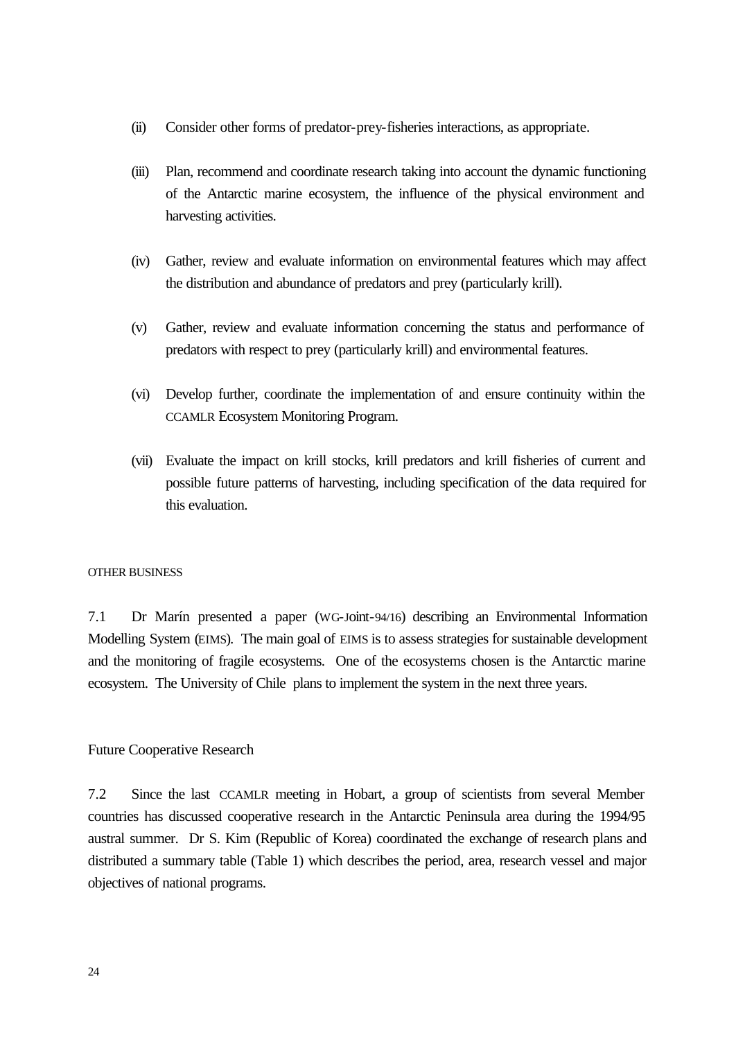(ii) Consider other forms of predator-prey-fisheries interactions, as appropriate.

(iii) Plan, recommend and coordinate research taking into account the dynamic functioning of the Antarctic marine ecosystem, the influence of the physical environment and harvesting activities.

(iv) Gather, review and evaluate information on environmental features which may affect the distribution and abundance of predators and prey (particularly krill).

(v) Gather, review and evaluate information concerning the status and performance of predators with respect to prey (particularly krill) and environmental features.

(vi) Develop further, coordinate the implementation of and ensure continuity within the CCAMLR Ecosystem Monitoring Program.

(vii) Evaluate the impact on krill stocks, krill predators and krill fisheries of current and possible future patterns of harvesting, including specification of the data required for this evaluation.

## OTHER BUSINESS

7.1 Dr Marín presented a paper (WG-Joint-94/16) describing an Environmental Information Modelling System (EIMS). The main goal of EIMS is to assess strategies for sustainable development and the monitoring of fragile ecosystems. One of the ecosystems chosen is the Antarctic marine ecosystem. The University of Chile plans to implement the system in the next three years.

### Future Cooperative Research

7.2 Since the last CCAMLR meeting in Hobart, a group of scientists from several Member countries has discussed cooperative research in the Antarctic Peninsula area during the 1994/95 austral summer. Dr S. Kim (Republic of Korea) coordinated the exchange of research plans and distributed a summary table (Table 1) which describes the period, area, research vessel and major objectives of national programs.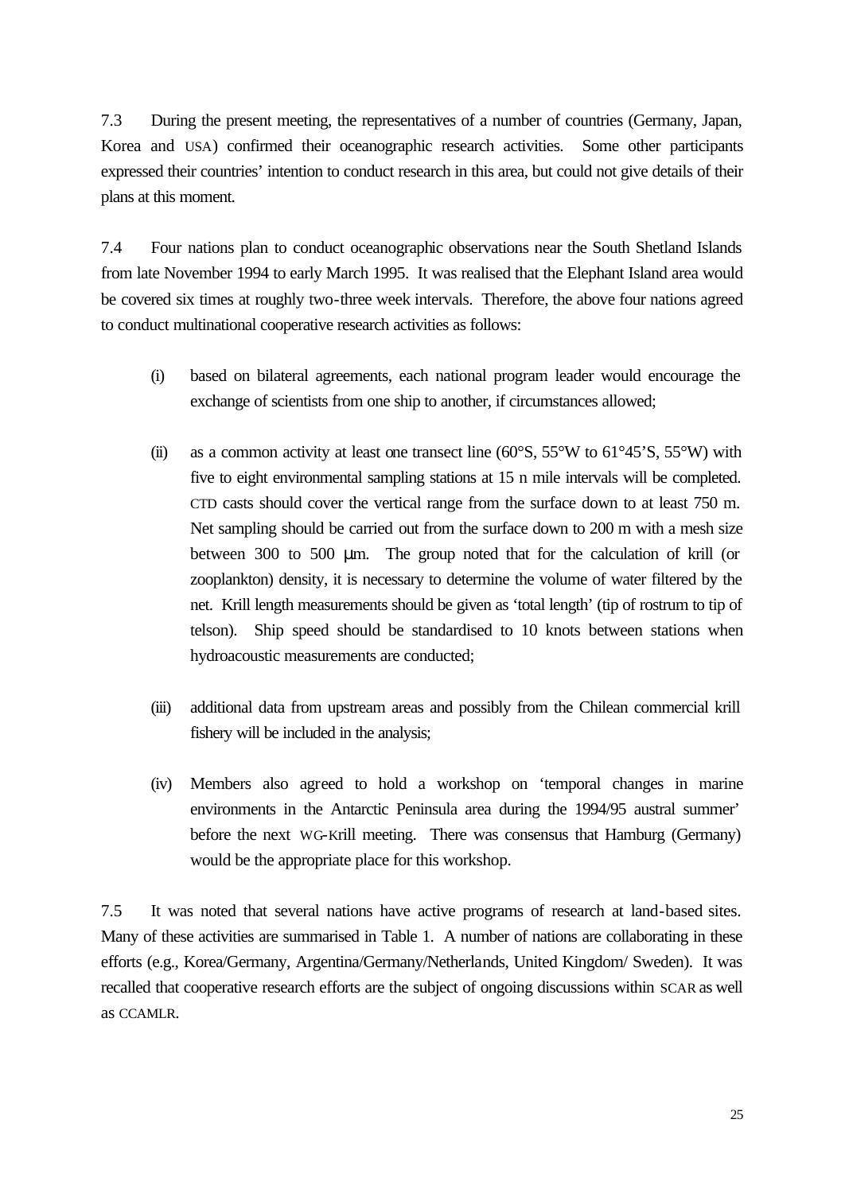7.3 During the present meeting, the representatives of a number of countries (Germany, Japan, Korea and USA) confirmed their oceanographic research activities. Some other participants expressed their countries' intention to conduct research in this area, but could not give details of their plans at this moment.

7.4 Four nations plan to conduct oceanographic observations near the South Shetland Islands from late November 1994 to early March 1995. It was realised that the Elephant Island area would be covered six times at roughly two-three week intervals. Therefore, the above four nations agreed to conduct multinational cooperative research activities as follows:

(i) based on bilateral agreements, each national program leader would encourage the exchange of scientists from one ship to another, if circumstances allowed;

(ii) as a common activity at least one transect line (60°S, 55°W to 61°45'S, 55°W) with five to eight environmental sampling stations at 15 n mile intervals will be completed. CTD casts should cover the vertical range from the surface down to at least 750 m. Net sampling should be carried out from the surface down to 200 m with a mesh size between 300 to 500 μm. The group noted that for the calculation of krill (or zooplankton) density, it is necessary to determine the volume of water filtered by the net. Krill length measurements should be given as 'total length' (tip of rostrum to tip of telson). Ship speed should be standardised to 10 knots between stations when hydroacoustic measurements are conducted;

(iii) additional data from upstream areas and possibly from the Chilean commercial krill fishery will be included in the analysis;

(iv) Members also agreed to hold a workshop on 'temporal changes in marine environments in the Antarctic Peninsula area during the 1994/95 austral summer' before the next WG-Krill meeting. There was consensus that Hamburg (Germany) would be the appropriate place for this workshop.

7.5 It was noted that several nations have active programs of research at land-based sites. Many of these activities are summarised in Table 1. A number of nations are collaborating in these efforts (e.g., Korea/Germany, Argentina/Germany/Netherlands, United Kingdom/ Sweden). It was recalled that cooperative research efforts are the subject of ongoing discussions within SCAR as well as CCAMLR.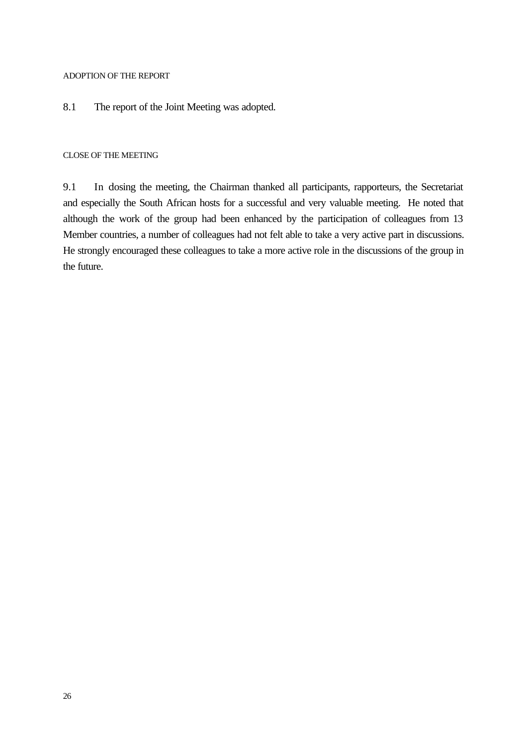## ADOPTION OF THE REPORT

8.1 The report of the Joint Meeting was adopted.

## CLOSE OF THE MEETING

9.1 In dosing the meeting, the Chairman thanked all participants, rapporteurs, the Secretariat and especially the South African hosts for a successful and very valuable meeting. He noted that although the work of the group had been enhanced by the participation of colleagues from 13 Member countries, a number of colleagues had not felt able to take a very active part in discussions. He strongly encouraged these colleagues to take a more active role in the discussions of the group in the future.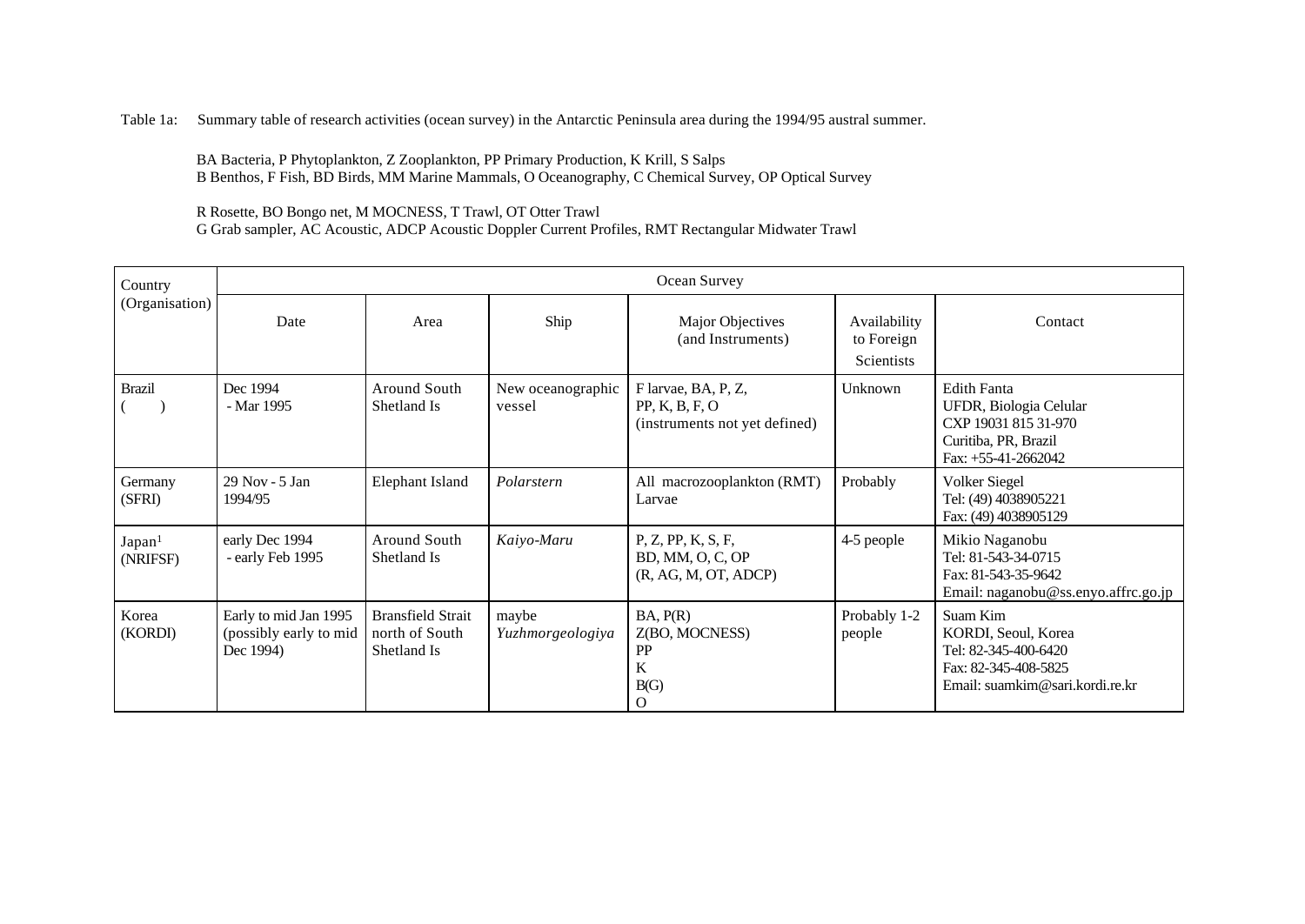Table 1a: Summary table of research activities (ocean survey) in the Antarctic Peninsula area during the 1994/95 austral summer.

BA Bacteria, P Phytoplankton, Z Zooplankton, PP Primary Production, K Krill, S Salps
B Benthos, F Fish, BD Birds, MM Marine Mammals, O Oceanography, C Chemical Survey, OP Optical Survey

R Rosette, BO Bongo net, M MOCNESS, T Trawl, OT Otter Trawl
G Grab sampler, AC Acoustic, ADCP Acoustic Doppler Current Profiles, RMT Rectangular Midwater Trawl

| Country (Organisation) | Ocean Survey | | | | | |
|---|---|---|---|---|---|---|
| | Date | Area | Ship | Major Objectives (and Instruments) | Availability to Foreign Scientists | Contact |
| Brazil ( ) | Dec 1994 - Mar 1995 | Around South Shetland Is | New oceanographic vessel | F larvae, BA, P, Z, PP, K, B, F, O (instruments not yet defined) | Unknown | Edith Fanta<br>UFDR, Biologia Celular<br>CXP 19031 815 31-970<br>Curitiba, PR, Brazil<br>Fax: +55-41-2662042 |
| Germany (SFRI) | 29 Nov - 5 Jan 1994/95 | Elephant Island | *Polarstern* | All macrozooplankton (RMT) Larvae | Probably | Volker Siegel<br>Tel: (49) 4038905221<br>Fax: (49) 4038905129 |
| Japan[1] (NRIFSF) | early Dec 1994 - early Feb 1995 | Around South Shetland Is | *Kaiyo-Maru* | P, Z, PP, K, S, F, BD, MM, O, C, OP (R, AG, M, OT, ADCP) | 4-5 people | Mikio Naganobu<br>Tel: 81-543-34-0715<br>Fax: 81-543-35-9642<br>Email: naganobu@ss.enyo.affrc.go.jp |
| Korea (KORDI) | Early to mid Jan 1995 (possibly early to mid Dec 1994) | Bransfield Strait north of South Shetland Is | maybe *Yuzhmorgeologiya* | BA, P(R)<br>Z(BO, MOCNESS)<br>PP<br>K<br>B(G)<br>O | Probably 1-2 people | Suam Kim<br>KORDI, Seoul, Korea<br>Tel: 82-345-400-6420<br>Fax: 82-345-408-5825<br>Email: suamkim@sari.kordi.re.kr |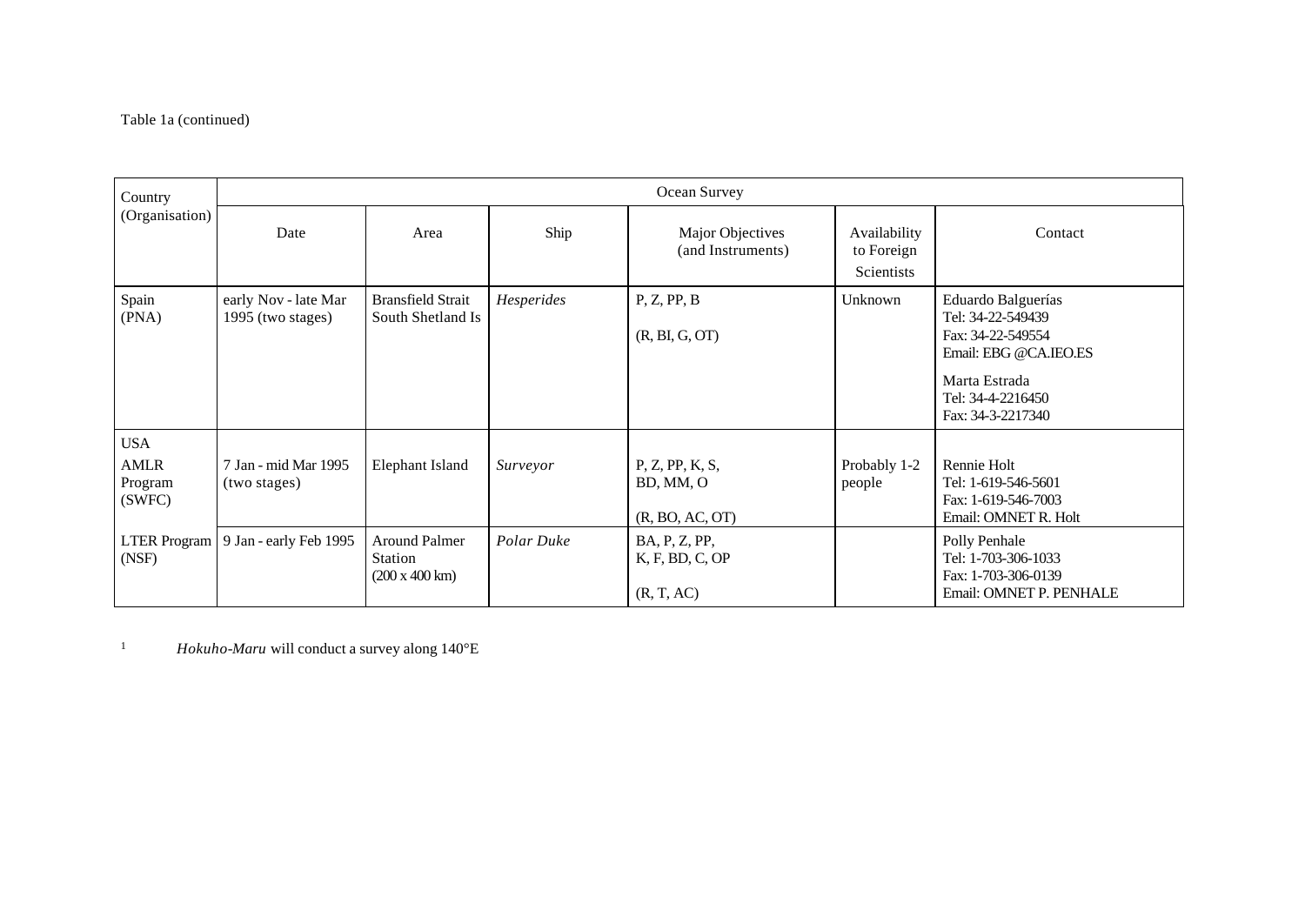Table 1a (continued)

| Country (Organisation) | Ocean Survey | | | | | |
|---|---|---|---|---|---|---|
| | Date | Area | Ship | Major Objectives (and Instruments) | Availability to Foreign Scientists | Contact |
| Spain (PNA) | early Nov - late Mar 1995 (two stages) | Bransfield Strait South Shetland Is | *Hesperides* | P, Z, PP, B<br><br>(R, BI, G, OT) | Unknown | Eduardo Balguerías<br>Tel: 34-22-549439<br>Fax: 34-22-549554<br>Email: EBG @CA.IEO.ES<br><br>Marta Estrada<br>Tel: 34-4-2216450<br>Fax: 34-3-2217340 |
| USA<br>AMLR Program (SWFC) | 7 Jan - mid Mar 1995 (two stages) | Elephant Island | *Surveyor* | P, Z, PP, K, S, BD, MM, O<br><br>(R, BO, AC, OT) | Probably 1-2 people | Rennie Holt<br>Tel: 1-619-546-5601<br>Fax: 1-619-546-7003<br>Email: OMNET R. Holt |
| LTER Program (NSF) | 9 Jan - early Feb 1995 | Around Palmer Station (200 x 400 km) | *Polar Duke* | BA, P, Z, PP, K, F, BD, C, OP<br><br>(R, T, AC) | | Polly Penhale<br>Tel: 1-703-306-1033<br>Fax: 1-703-306-0139<br>Email: OMNET P. PENHALE |

[1] *Hokuho-Maru* will conduct a survey along 140°E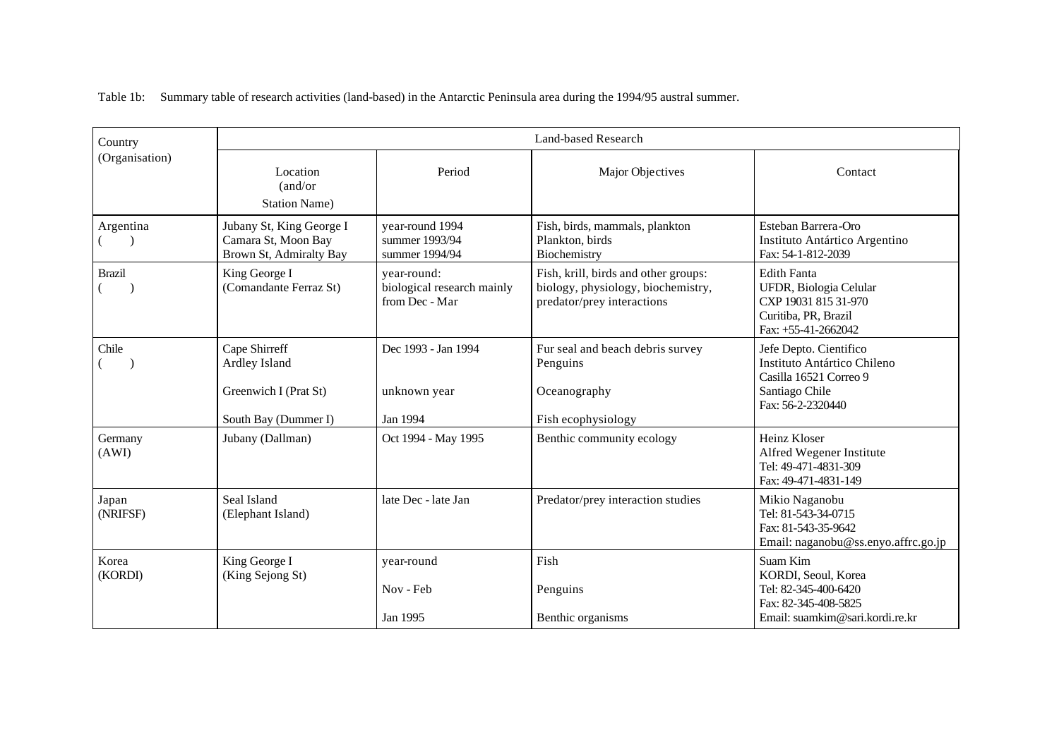Table 1b: Summary table of research activities (land-based) in the Antarctic Peninsula area during the 1994/95 austral summer.

| Country (Organisation) | Land-based Research | | | |
|---|---|---|---|---|
| | Location (and/or Station Name) | Period | Major Objectives | Contact |
| Argentina ( ) | Jubany St, King George I<br>Camara St, Moon Bay<br>Brown St, Admiralty Bay | year-round 1994<br>summer 1993/94<br>summer 1994/94 | Fish, birds, mammals, plankton<br>Plankton, birds<br>Biochemistry | Esteban Barrera-Oro<br>Instituto Antártico Argentino<br>Fax: 54-1-812-2039 |
| Brazil ( ) | King George I<br>(Comandante Ferraz St) | year-round:<br>biological research mainly from Dec - Mar | Fish, krill, birds and other groups: biology, physiology, biochemistry, predator/prey interactions | Edith Fanta<br>UFDR, Biologia Celular<br>CXP 19031 815 31-970<br>Curitiba, PR, Brazil<br>Fax: +55-41-2662042 |
| Chile ( ) | Cape Shirreff<br>Ardley Island<br><br>Greenwich I (Prat St)<br><br>South Bay (Dummer I) | Dec 1993 - Jan 1994<br><br><br>unknown year<br><br>Jan 1994 | Fur seal and beach debris survey<br>Penguins<br><br>Oceanography<br><br>Fish ecophysiology | Jefe Depto. Cientifico<br>Instituto Antártico Chileno<br>Casilla 16521 Correo 9<br>Santiago Chile<br>Fax: 56-2-2320440 |
| Germany (AWI) | Jubany (Dallman) | Oct 1994 - May 1995 | Benthic community ecology | Heinz Kloser<br>Alfred Wegener Institute<br>Tel: 49-471-4831-309<br>Fax: 49-471-4831-149 |
| Japan (NRIFSF) | Seal Island<br>(Elephant Island) | late Dec - late Jan | Predator/prey interaction studies | Mikio Naganobu<br>Tel: 81-543-34-0715<br>Fax: 81-543-35-9642<br>Email: naganobu@ss.enyo.affrc.go.jp |
| Korea (KORDI) | King George I<br>(King Sejong St) | year-round<br><br>Nov - Feb<br><br>Jan 1995 | Fish<br><br>Penguins<br><br>Benthic organisms | Suam Kim<br>KORDI, Seoul, Korea<br>Tel: 82-345-400-6420<br>Fax: 82-345-408-5825<br>Email: suamkim@sari.kordi.re.kr |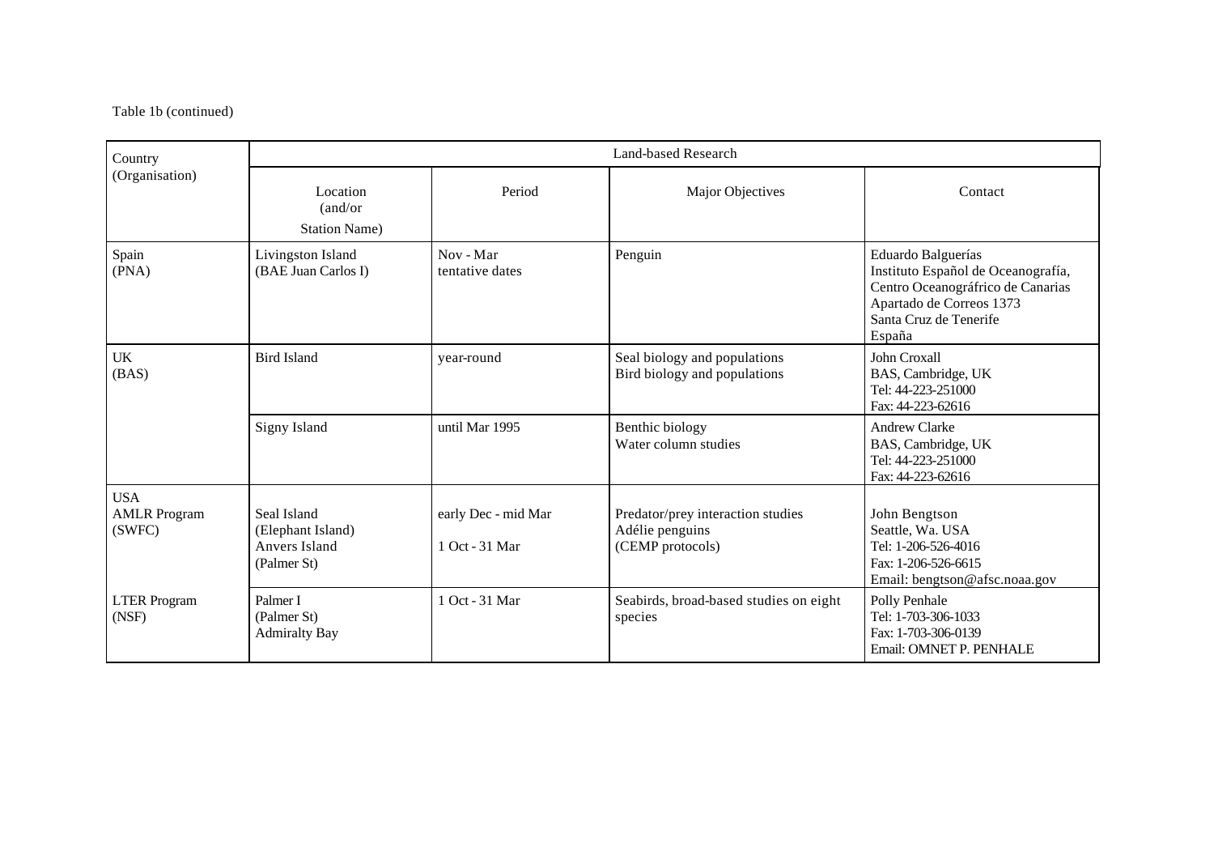Table 1b (continued)

| Country (Organisation) | Land-based Research | | | |
|---|---|---|---|---|
| | Location (and/or Station Name) | Period | Major Objectives | Contact |
| Spain (PNA) | Livingston Island (BAE Juan Carlos I) | Nov - Mar tentative dates | Penguin | Eduardo Balguerías Instituto Español de Oceanografía, Centro Oceanográfrico de Canarias Apartado de Correos 1373 Santa Cruz de Tenerife España |
| UK (BAS) | Bird Island | year-round | Seal biology and populations Bird biology and populations | John Croxall BAS, Cambridge, UK Tel: 44-223-251000 Fax: 44-223-62616 |
| | Signy Island | until Mar 1995 | Benthic biology Water column studies | Andrew Clarke BAS, Cambridge, UK Tel: 44-223-251000 Fax: 44-223-62616 |
| USA AMLR Program (SWFC) | Seal Island (Elephant Island) Anvers Island (Palmer St) | early Dec - mid Mar 1 Oct - 31 Mar | Predator/prey interaction studies Adélie penguins (CEMP protocols) | John Bengtson Seattle, Wa. USA Tel: 1-206-526-4016 Fax: 1-206-526-6615 Email: bengtson@afsc.noaa.gov |
| LTER Program (NSF) | Palmer I (Palmer St) Admiralty Bay | 1 Oct - 31 Mar | Seabirds, broad-based studies on eight species | Polly Penhale Tel: 1-703-306-1033 Fax: 1-703-306-0139 Email: OMNET P. PENHALE |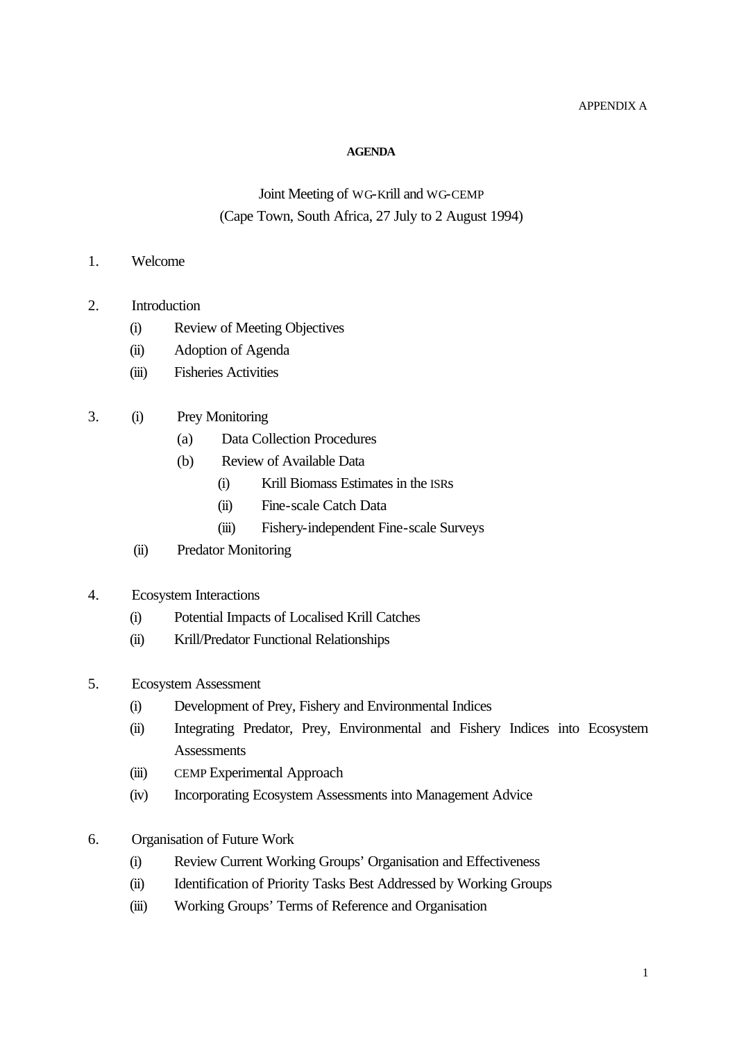APPENDIX A

**AGENDA**

Joint Meeting of WG-Krill and WG-CEMP
(Cape Town, South Africa, 27 July to 2 August 1994)

1. Welcome

2. Introduction
   - (i) Review of Meeting Objectives
   - (ii) Adoption of Agenda
   - (iii) Fisheries Activities

3. (i) Prey Monitoring
   - (a) Data Collection Procedures
   - (b) Review of Available Data
     - (i) Krill Biomass Estimates in the ISRs
     - (ii) Fine-scale Catch Data
     - (iii) Fishery-independent Fine-scale Surveys

   (ii) Predator Monitoring

4. Ecosystem Interactions
   - (i) Potential Impacts of Localised Krill Catches
   - (ii) Krill/Predator Functional Relationships

5. Ecosystem Assessment
   - (i) Development of Prey, Fishery and Environmental Indices
   - (ii) Integrating Predator, Prey, Environmental and Fishery Indices into Ecosystem Assessments
   - (iii) CEMP Experimental Approach
   - (iv) Incorporating Ecosystem Assessments into Management Advice

6. Organisation of Future Work
   - (i) Review Current Working Groups' Organisation and Effectiveness
   - (ii) Identification of Priority Tasks Best Addressed by Working Groups
   - (iii) Working Groups' Terms of Reference and Organisation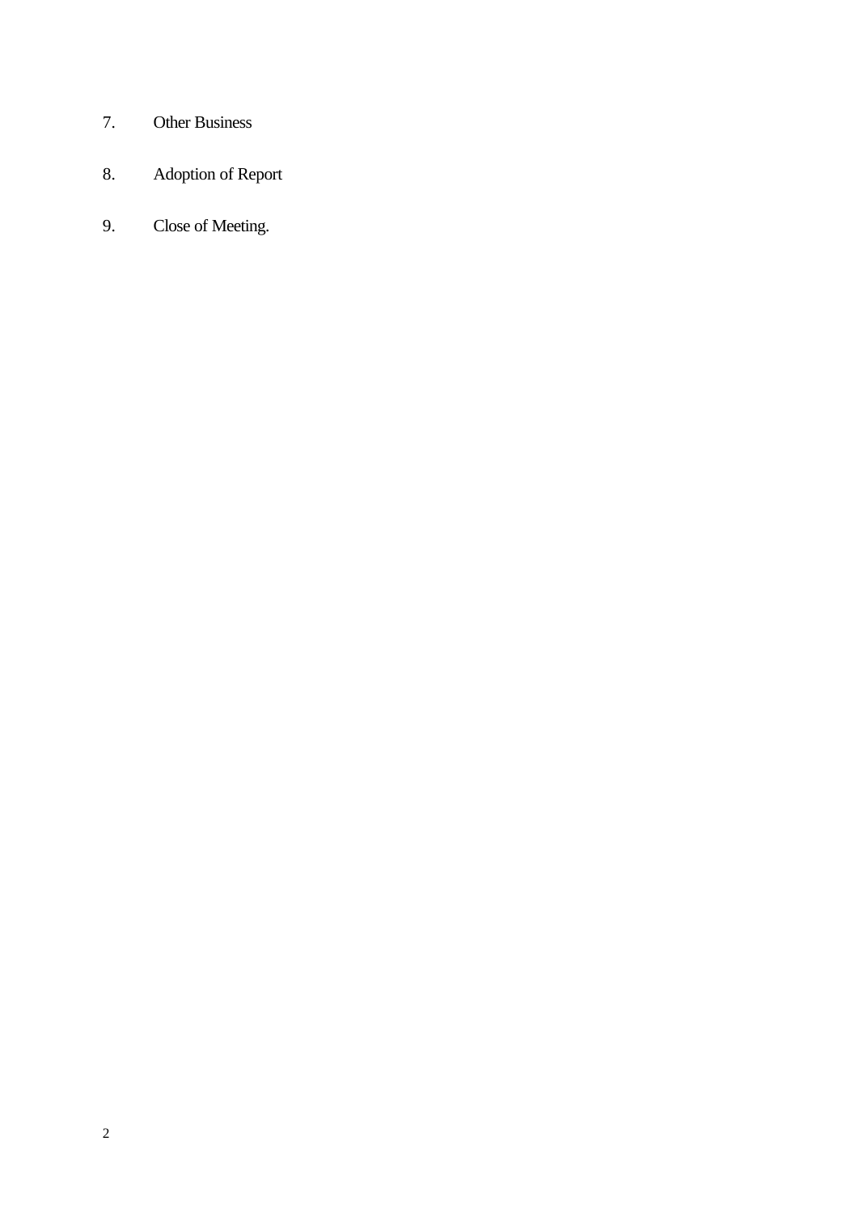7. Other Business

8. Adoption of Report

9. Close of Meeting.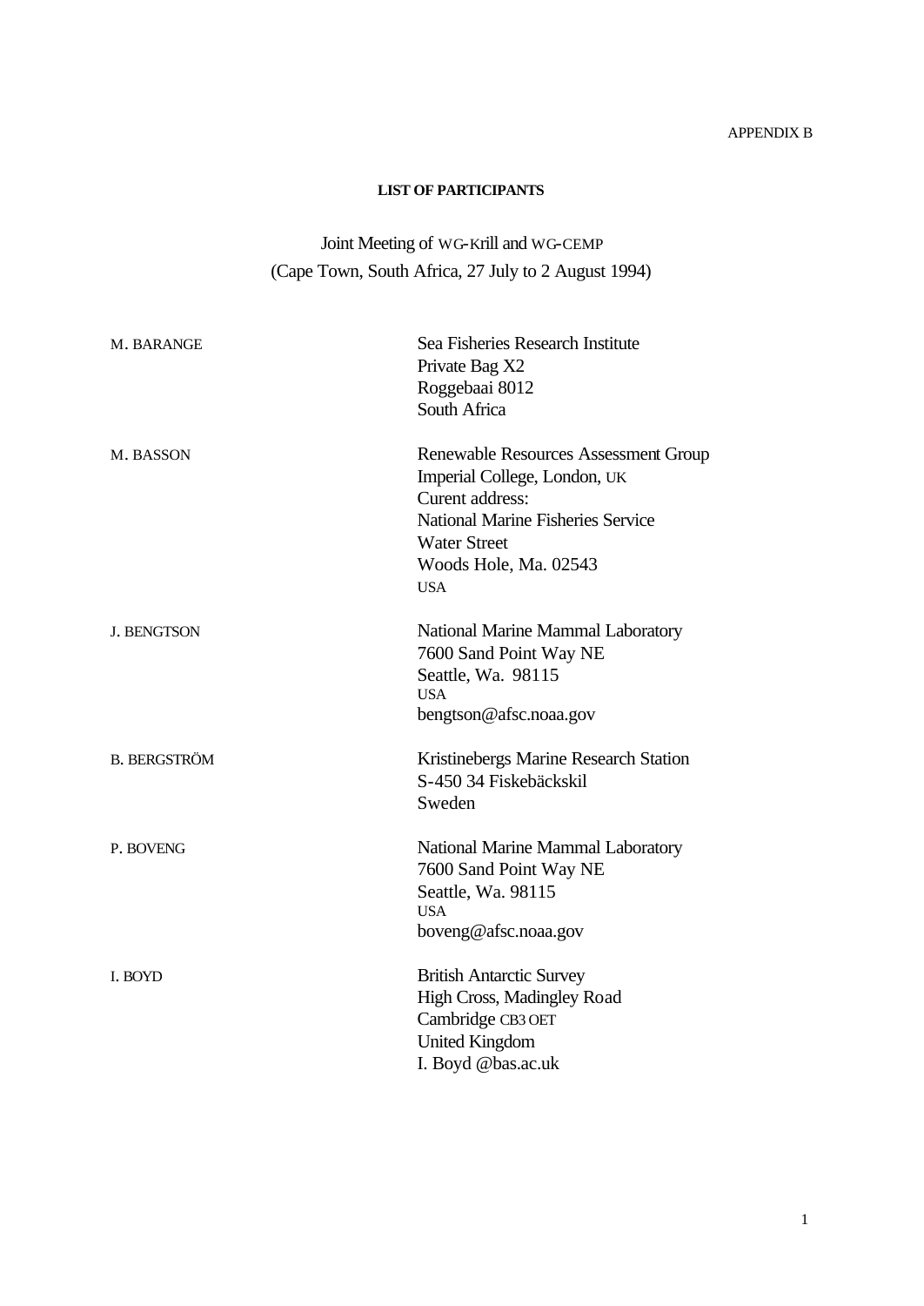APPENDIX B

**LIST OF PARTICIPANTS**

Joint Meeting of WG-Krill and WG-CEMP
(Cape Town, South Africa, 27 July to 2 August 1994)

| | |
|---|---|
| M. BARANGE | Sea Fisheries Research Institute<br>Private Bag X2<br>Roggebaai 8012<br>South Africa |
| M. BASSON | Renewable Resources Assessment Group<br>Imperial College, London, UK<br>Curent address:<br>National Marine Fisheries Service<br>Water Street<br>Woods Hole, Ma. 02543<br>USA |
| J. BENGTSON | National Marine Mammal Laboratory<br>7600 Sand Point Way NE<br>Seattle, Wa. 98115<br>USA<br>bengtson@afsc.noaa.gov |
| B. BERGSTRÖM | Kristinebergs Marine Research Station<br>S-450 34 Fiskebäckskil<br>Sweden |
| P. BOVENG | National Marine Mammal Laboratory<br>7600 Sand Point Way NE<br>Seattle, Wa. 98115<br>USA<br>boveng@afsc.noaa.gov |
| I. BOYD | British Antarctic Survey<br>High Cross, Madingley Road<br>Cambridge CB3 OET<br>United Kingdom<br>I. Boyd @bas.ac.uk |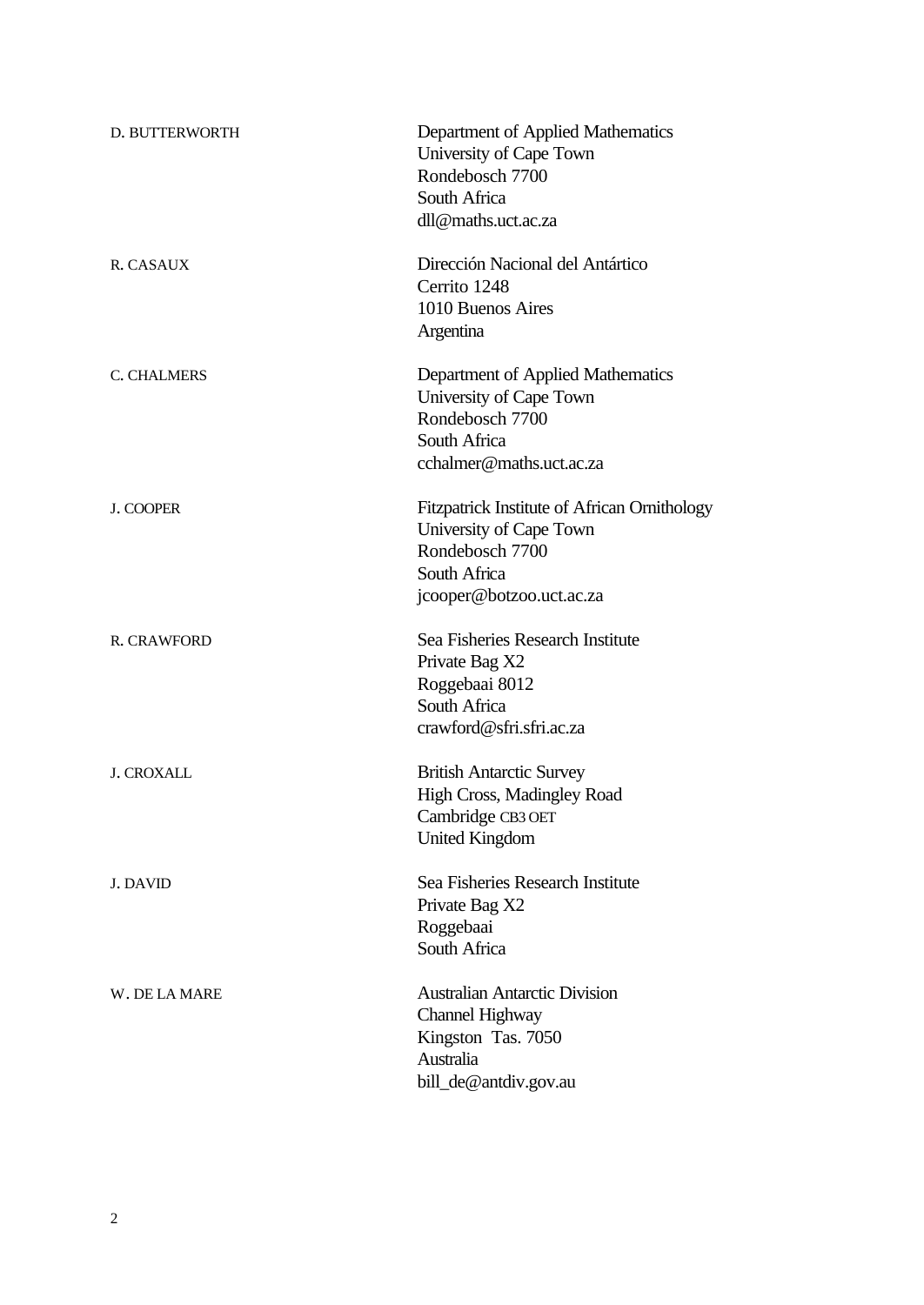| | |
|---|---|
| D. BUTTERWORTH | Department of Applied Mathematics<br>University of Cape Town<br>Rondebosch 7700<br>South Africa<br>dll@maths.uct.ac.za |
| R. CASAUX | Dirección Nacional del Antártico<br>Cerrito 1248<br>1010 Buenos Aires<br>Argentina |
| C. CHALMERS | Department of Applied Mathematics<br>University of Cape Town<br>Rondebosch 7700<br>South Africa<br>cchalmer@maths.uct.ac.za |
| J. COOPER | Fitzpatrick Institute of African Ornithology<br>University of Cape Town<br>Rondebosch 7700<br>South Africa<br>jcooper@botzoo.uct.ac.za |
| R. CRAWFORD | Sea Fisheries Research Institute<br>Private Bag X2<br>Roggebaai 8012<br>South Africa<br>crawford@sfri.sfri.ac.za |
| J. CROXALL | British Antarctic Survey<br>High Cross, Madingley Road<br>Cambridge CB3 OET<br>United Kingdom |
| J. DAVID | Sea Fisheries Research Institute<br>Private Bag X2<br>Roggebaai<br>South Africa |
| W. DE LA MARE | Australian Antarctic Division<br>Channel Highway<br>Kingston Tas. 7050<br>Australia<br>bill_de@antdiv.gov.au |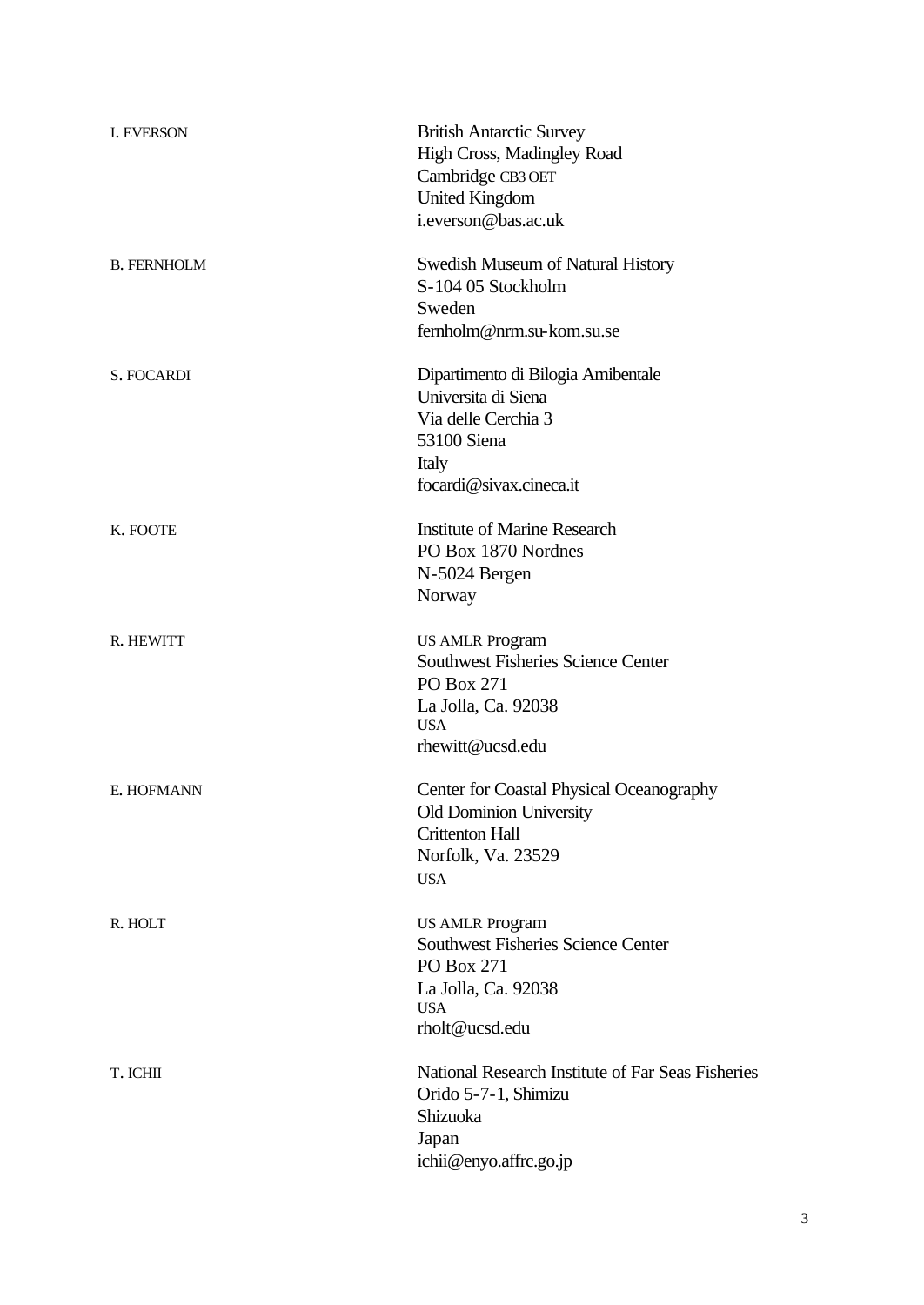I. EVERSON

British Antarctic Survey
High Cross, Madingley Road
Cambridge CB3 OET
United Kingdom
i.everson@bas.ac.uk

B. FERNHOLM

Swedish Museum of Natural History
S-104 05 Stockholm
Sweden
fernholm@nrm.su-kom.su.se

S. FOCARDI

Dipartimento di Bilogia Amibentale
Universita di Siena
Via delle Cerchia 3
53100 Siena
Italy
focardi@sivax.cineca.it

K. FOOTE

Institute of Marine Research
PO Box 1870 Nordnes
N-5024 Bergen
Norway

R. HEWITT

US AMLR Program
Southwest Fisheries Science Center
PO Box 271
La Jolla, Ca. 92038
USA
rhewitt@ucsd.edu

E. HOFMANN

Center for Coastal Physical Oceanography
Old Dominion University
Crittenton Hall
Norfolk, Va. 23529
USA

R. HOLT

US AMLR Program
Southwest Fisheries Science Center
PO Box 271
La Jolla, Ca. 92038
USA
rholt@ucsd.edu

T. ICHII

National Research Institute of Far Seas Fisheries
Orido 5-7-1, Shimizu
Shizuoka
Japan
ichii@enyo.affrc.go.jp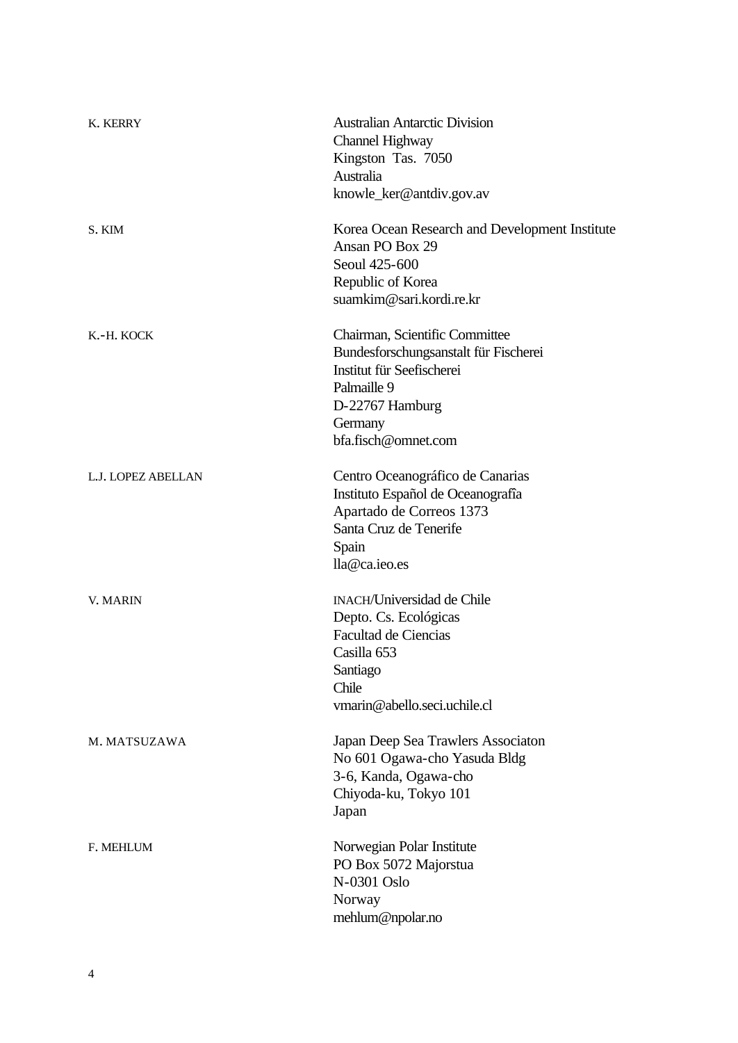| | |
|---|---|
| K. KERRY | Australian Antarctic Division<br>Channel Highway<br>Kingston Tas. 7050<br>Australia<br>knowle_ker@antdiv.gov.av |
| S. KIM | Korea Ocean Research and Development Institute<br>Ansan PO Box 29<br>Seoul 425-600<br>Republic of Korea<br>suamkim@sari.kordi.re.kr |
| K.-H. KOCK | Chairman, Scientific Committee<br>Bundesforschungsanstalt für Fischerei<br>Institut für Seefischerei<br>Palmaille 9<br>D-22767 Hamburg<br>Germany<br>bfa.fisch@omnet.com |
| L.J. LOPEZ ABELLAN | Centro Oceanográfico de Canarias<br>Instituto Español de Oceanografía<br>Apartado de Correos 1373<br>Santa Cruz de Tenerife<br>Spain<br>lla@ca.ieo.es |
| V. MARIN | INACH/Universidad de Chile<br>Depto. Cs. Ecológicas<br>Facultad de Ciencias<br>Casilla 653<br>Santiago<br>Chile<br>vmarin@abello.seci.uchile.cl |
| M. MATSUZAWA | Japan Deep Sea Trawlers Associaton<br>No 601 Ogawa-cho Yasuda Bldg<br>3-6, Kanda, Ogawa-cho<br>Chiyoda-ku, Tokyo 101<br>Japan |
| F. MEHLUM | Norwegian Polar Institute<br>PO Box 5072 Majorstua<br>N-0301 Oslo<br>Norway<br>mehlum@npolar.no |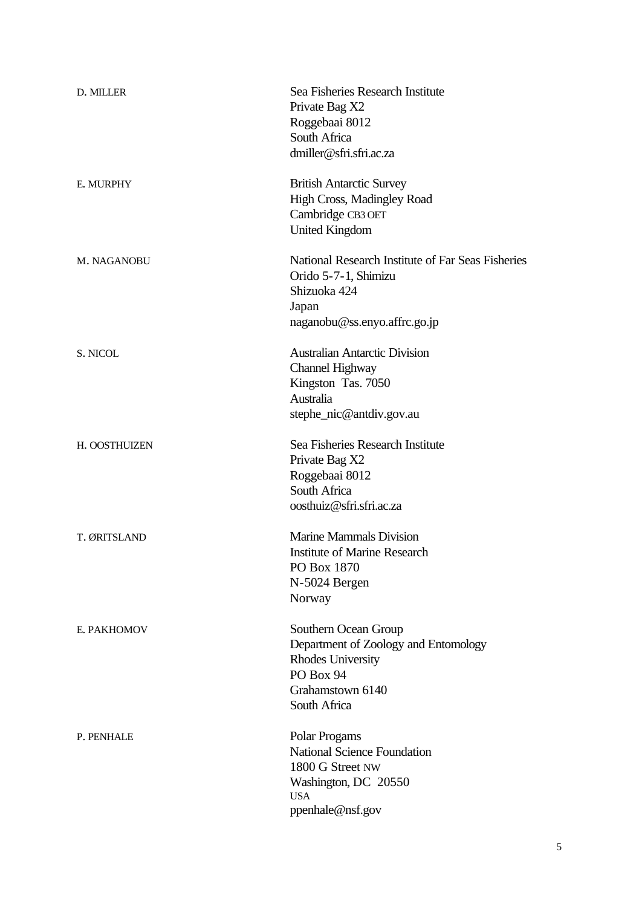| | |
|---|---|
| D. MILLER | Sea Fisheries Research Institute<br>Private Bag X2<br>Roggebaai 8012<br>South Africa<br>dmiller@sfri.sfri.ac.za |
| E. MURPHY | British Antarctic Survey<br>High Cross, Madingley Road<br>Cambridge CB3 OET<br>United Kingdom |
| M. NAGANOBU | National Research Institute of Far Seas Fisheries<br>Orido 5-7-1, Shimizu<br>Shizuoka 424<br>Japan<br>naganobu@ss.enyo.affrc.go.jp |
| S. NICOL | Australian Antarctic Division<br>Channel Highway<br>Kingston  Tas. 7050<br>Australia<br>stephe_nic@antdiv.gov.au |
| H. OOSTHUIZEN | Sea Fisheries Research Institute<br>Private Bag X2<br>Roggebaai 8012<br>South Africa<br>oosthuiz@sfri.sfri.ac.za |
| T. ØRITSLAND | Marine Mammals Division<br>Institute of Marine Research<br>PO Box 1870<br>N-5024 Bergen<br>Norway |
| E. PAKHOMOV | Southern Ocean Group<br>Department of Zoology and Entomology<br>Rhodes University<br>PO Box 94<br>Grahamstown 6140<br>South Africa |
| P. PENHALE | Polar Progams<br>National Science Foundation<br>1800 G Street NW<br>Washington, DC  20550<br>USA<br>ppenhale@nsf.gov |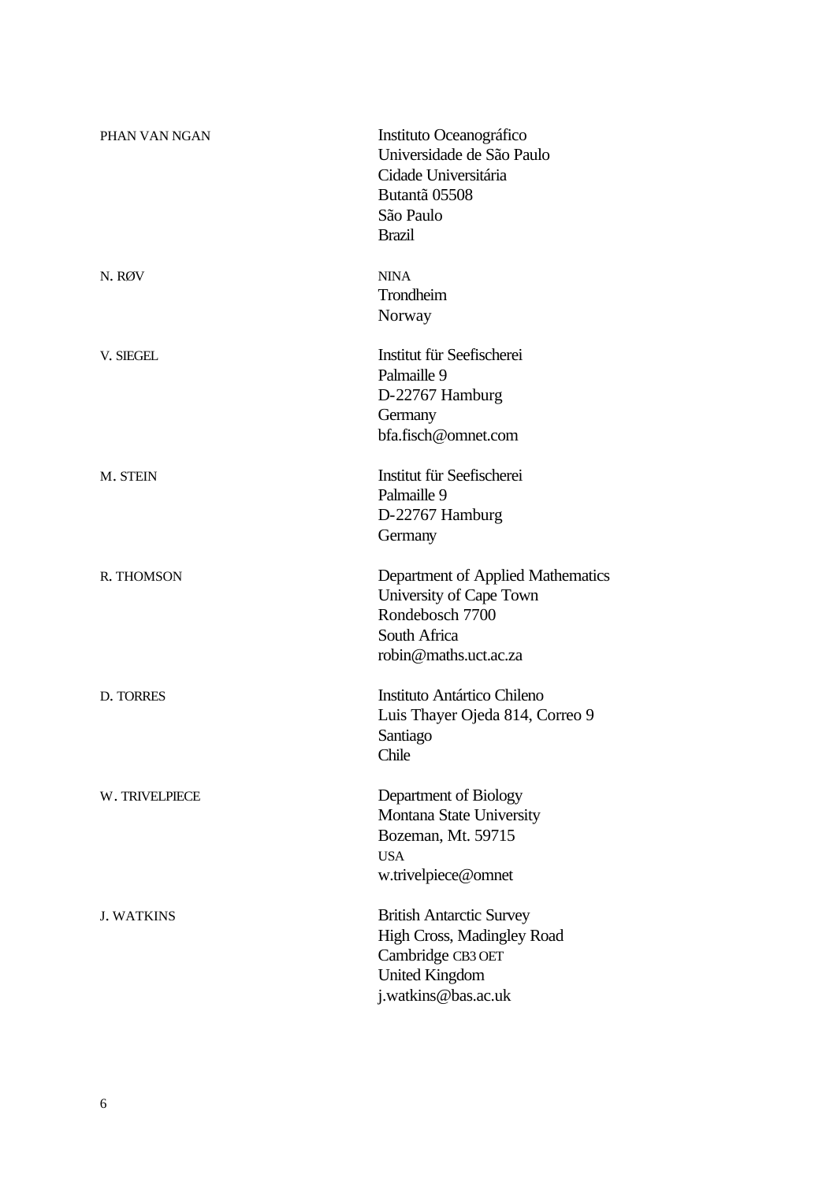| | |
|---|---|
| PHAN VAN NGAN | Instituto Oceanográfico<br>Universidade de São Paulo<br>Cidade Universitária<br>Butantã 05508<br>São Paulo<br>Brazil |
| N. RØV | NINA<br>Trondheim<br>Norway |
| V. SIEGEL | Institut für Seefischerei<br>Palmaille 9<br>D-22767 Hamburg<br>Germany<br>bfa.fisch@omnet.com |
| M. STEIN | Institut für Seefischerei<br>Palmaille 9<br>D-22767 Hamburg<br>Germany |
| R. THOMSON | Department of Applied Mathematics<br>University of Cape Town<br>Rondebosch 7700<br>South Africa<br>robin@maths.uct.ac.za |
| D. TORRES | Instituto Antártico Chileno<br>Luis Thayer Ojeda 814, Correo 9<br>Santiago<br>Chile |
| W. TRIVELPIECE | Department of Biology<br>Montana State University<br>Bozeman, Mt. 59715<br>USA<br>w.trivelpiece@omnet |
| J. WATKINS | British Antarctic Survey<br>High Cross, Madingley Road<br>Cambridge CB3 OET<br>United Kingdom<br>j.watkins@bas.ac.uk |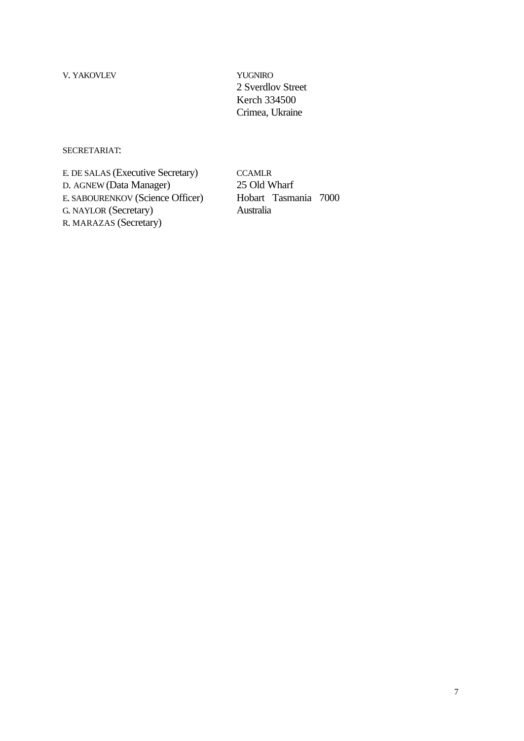V. YAKOVLEV

YUGNIRO
2 Sverdlov Street
Kerch 334500
Crimea, Ukraine

SECRETARIAT:

E. DE SALAS (Executive Secretary)
D. AGNEW (Data Manager)
E. SABOURENKOV (Science Officer)
G. NAYLOR (Secretary)
R. MARAZAS (Secretary)

CCAMLR
25 Old Wharf
Hobart Tasmania 7000
Australia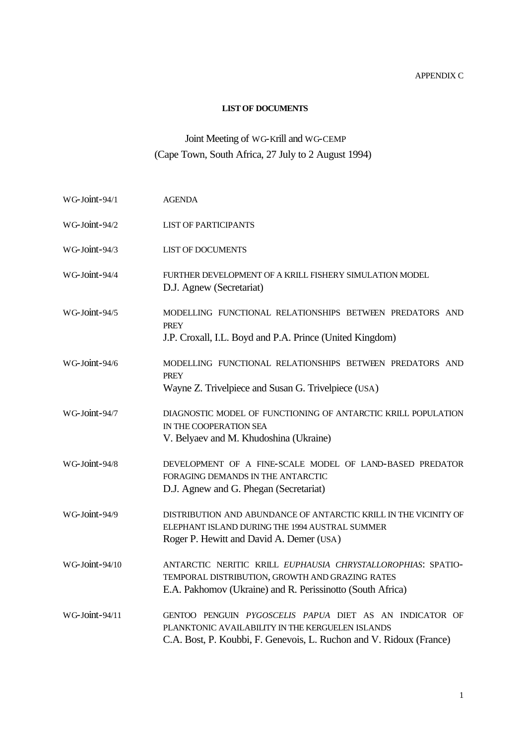APPENDIX C

**LIST OF DOCUMENTS**

Joint Meeting of WG-Krill and WG-CEMP
(Cape Town, South Africa, 27 July to 2 August 1994)

| | |
|---|---|
| WG-Joint-94/1 | AGENDA |
| WG-Joint-94/2 | LIST OF PARTICIPANTS |
| WG-Joint-94/3 | LIST OF DOCUMENTS |
| WG-Joint-94/4 | FURTHER DEVELOPMENT OF A KRILL FISHERY SIMULATION MODEL<br>D.J. Agnew (Secretariat) |
| WG-Joint-94/5 | MODELLING FUNCTIONAL RELATIONSHIPS BETWEEN PREDATORS AND PREY<br>J.P. Croxall, I.L. Boyd and P.A. Prince (United Kingdom) |
| WG-Joint-94/6 | MODELLING FUNCTIONAL RELATIONSHIPS BETWEEN PREDATORS AND PREY<br>Wayne Z. Trivelpiece and Susan G. Trivelpiece (USA) |
| WG-Joint-94/7 | DIAGNOSTIC MODEL OF FUNCTIONING OF ANTARCTIC KRILL POPULATION IN THE COOPERATION SEA<br>V. Belyaev and M. Khudoshina (Ukraine) |
| WG-Joint-94/8 | DEVELOPMENT OF A FINE-SCALE MODEL OF LAND-BASED PREDATOR FORAGING DEMANDS IN THE ANTARCTIC<br>D.J. Agnew and G. Phegan (Secretariat) |
| WG-Joint-94/9 | DISTRIBUTION AND ABUNDANCE OF ANTARCTIC KRILL IN THE VICINITY OF ELEPHANT ISLAND DURING THE 1994 AUSTRAL SUMMER<br>Roger P. Hewitt and David A. Demer (USA) |
| WG-Joint-94/10 | ANTARCTIC NERITIC KRILL *EUPHAUSIA CHRYSTALLOROPHIAS*: SPATIO-TEMPORAL DISTRIBUTION, GROWTH AND GRAZING RATES<br>E.A. Pakhomov (Ukraine) and R. Perissinotto (South Africa) |
| WG-Joint-94/11 | GENTOO PENGUIN *PYGOSCELIS PAPUA* DIET AS AN INDICATOR OF PLANKTONIC AVAILABILITY IN THE KERGUELEN ISLANDS<br>C.A. Bost, P. Koubbi, F. Genevois, L. Ruchon and V. Ridoux (France) |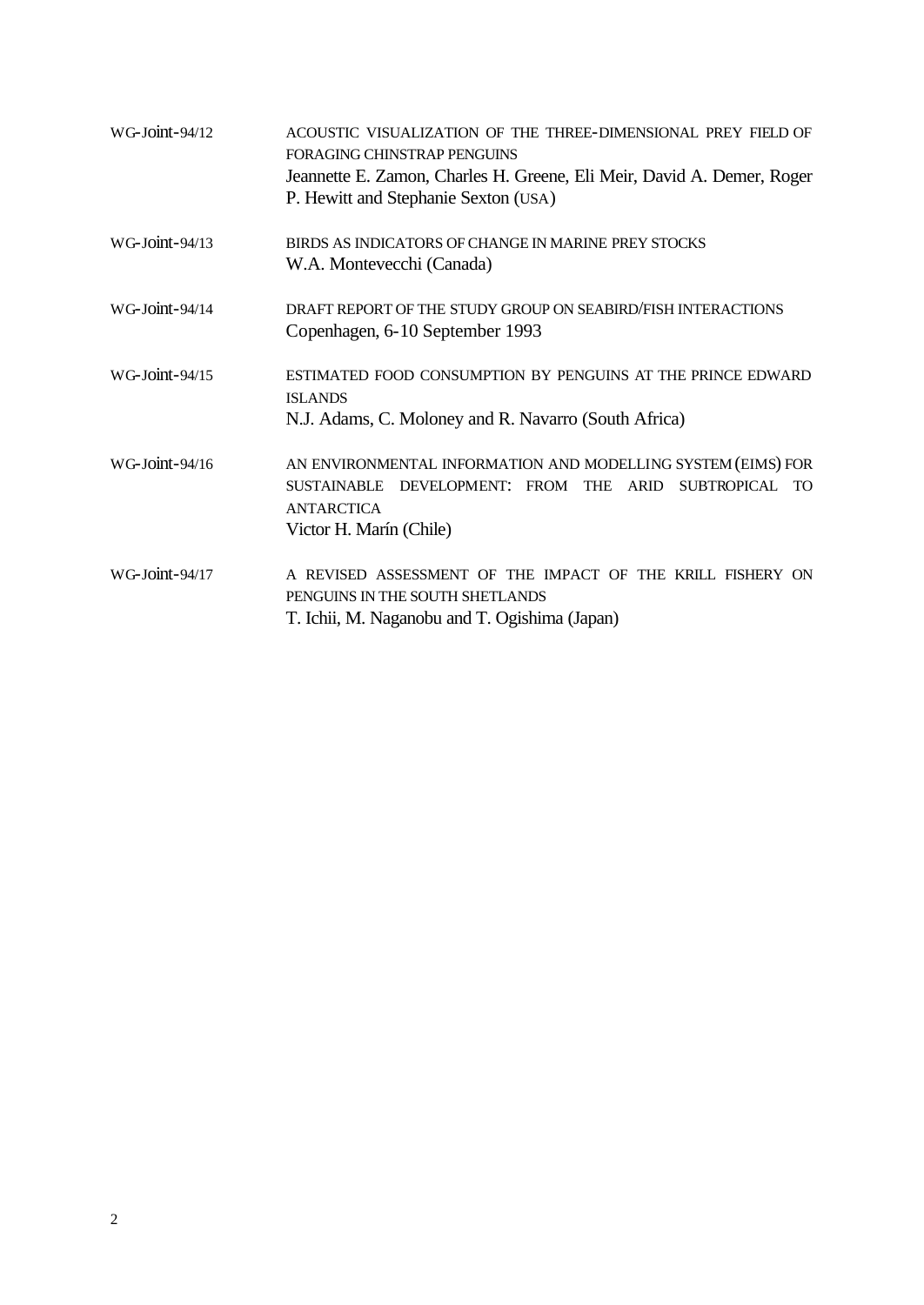| | |
|---|---|
| WG-Joint-94/12 | ACOUSTIC VISUALIZATION OF THE THREE-DIMENSIONAL PREY FIELD OF FORAGING CHINSTRAP PENGUINS<br>Jeannette E. Zamon, Charles H. Greene, Eli Meir, David A. Demer, Roger P. Hewitt and Stephanie Sexton (USA) |
| WG-Joint-94/13 | BIRDS AS INDICATORS OF CHANGE IN MARINE PREY STOCKS<br>W.A. Montevecchi (Canada) |
| WG-Joint-94/14 | DRAFT REPORT OF THE STUDY GROUP ON SEABIRD/FISH INTERACTIONS<br>Copenhagen, 6-10 September 1993 |
| WG-Joint-94/15 | ESTIMATED FOOD CONSUMPTION BY PENGUINS AT THE PRINCE EDWARD ISLANDS<br>N.J. Adams, C. Moloney and R. Navarro (South Africa) |
| WG-Joint-94/16 | AN ENVIRONMENTAL INFORMATION AND MODELLING SYSTEM (EIMS) FOR SUSTAINABLE DEVELOPMENT: FROM THE ARID SUBTROPICAL TO ANTARCTICA<br>Victor H. Marín (Chile) |
| WG-Joint-94/17 | A REVISED ASSESSMENT OF THE IMPACT OF THE KRILL FISHERY ON PENGUINS IN THE SOUTH SHETLANDS<br>T. Ichii, M. Naganobu and T. Ogishima (Japan) |